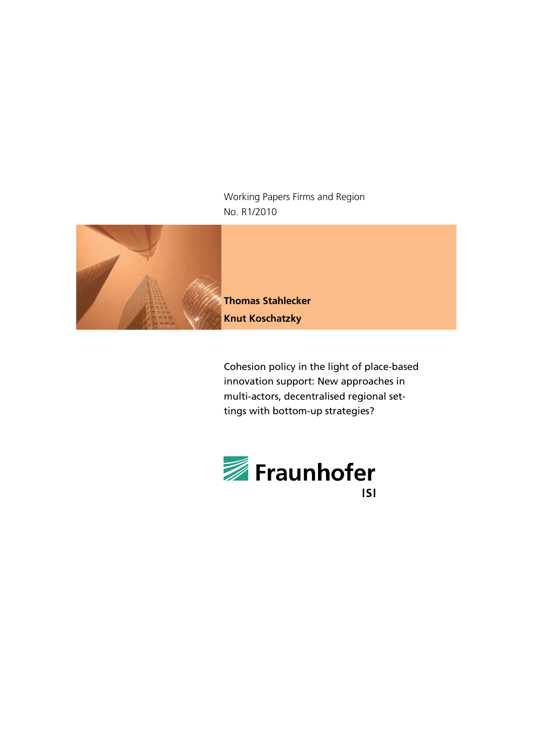Working Papers Firms and Region
No. R1/2010

**Thomas Stahlecker**
**Knut Koschatzky**

Cohesion policy in the light of place-based innovation support: New approaches in multi-actors, decentralised regional settings with bottom-up strategies?

Fraunhofer
ISI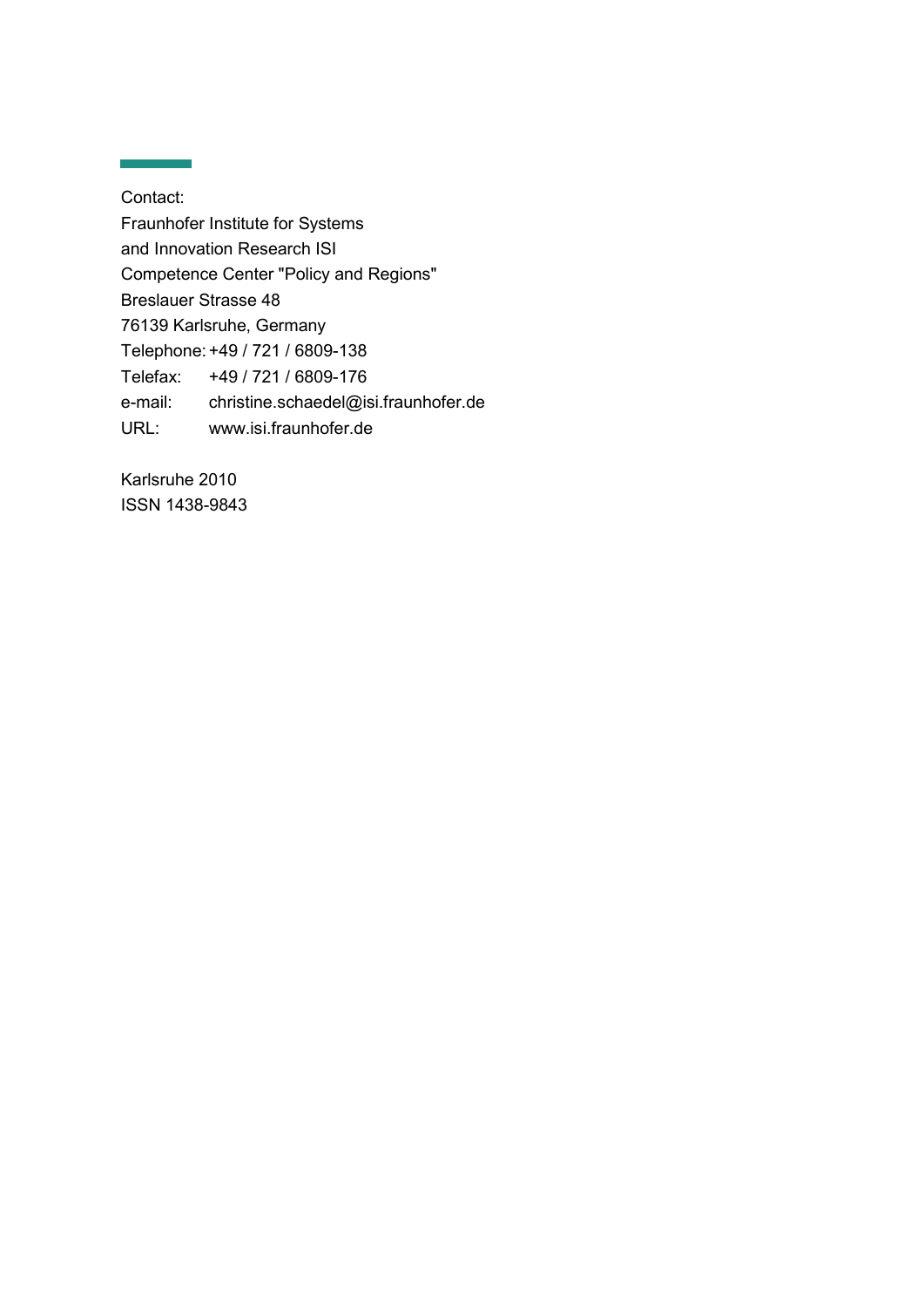Contact:
Fraunhofer Institute for Systems
and Innovation Research ISI
Competence Center "Policy and Regions"
Breslauer Strasse 48
76139 Karlsruhe, Germany
Telephone: +49 / 721 / 6809-138
Telefax: +49 / 721 / 6809-176
e-mail: christine.schaedel@isi.fraunhofer.de
URL: www.isi.fraunhofer.de

Karlsruhe 2010
ISSN 1438-9843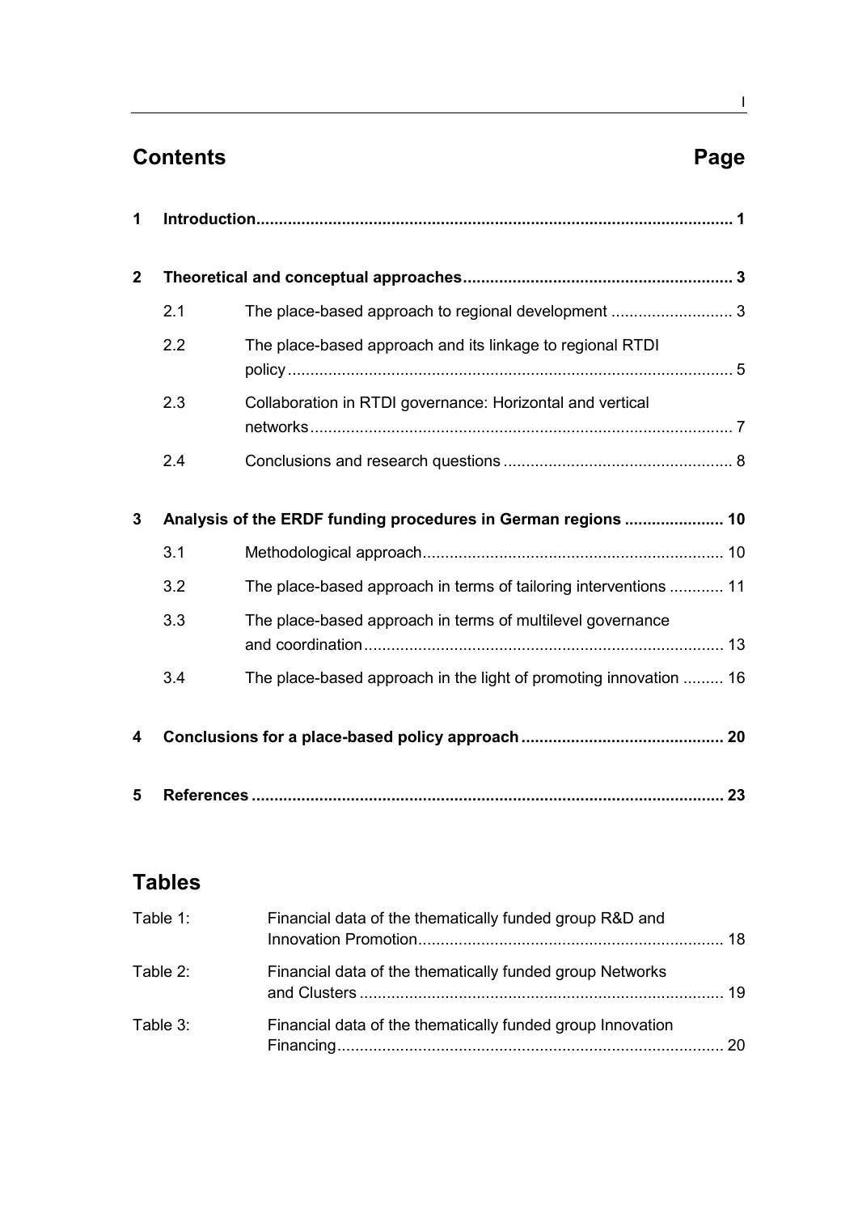# Contents

Page

1 **Introduction** ........................................................................................................ 1

2 **Theoretical and conceptual approaches** ........................................................... 3

- 2.1 The place-based approach to regional development ........................... 3
- 2.2 The place-based approach and its linkage to regional RTDI policy ................................................................................................... 5
- 2.3 Collaboration in RTDI governance: Horizontal and vertical networks ............................................................................................. 7
- 2.4 Conclusions and research questions ................................................... 8

3 **Analysis of the ERDF funding procedures in German regions** ...................... 10

- 3.1 Methodological approach.................................................................... 10
- 3.2 The place-based approach in terms of tailoring interventions ............ 11
- 3.3 The place-based approach in terms of multilevel governance and coordination ................................................................................ 13
- 3.4 The place-based approach in the light of promoting innovation ......... 16

4 **Conclusions for a place-based policy approach** ............................................. 20

5 **References** ........................................................................................................ 23

# Tables

Table 1: Financial data of the thematically funded group R&D and Innovation Promotion.................................................................... 18

Table 2: Financial data of the thematically funded group Networks and Clusters ................................................................................. 19

Table 3: Financial data of the thematically funded group Innovation Financing...................................................................................... 20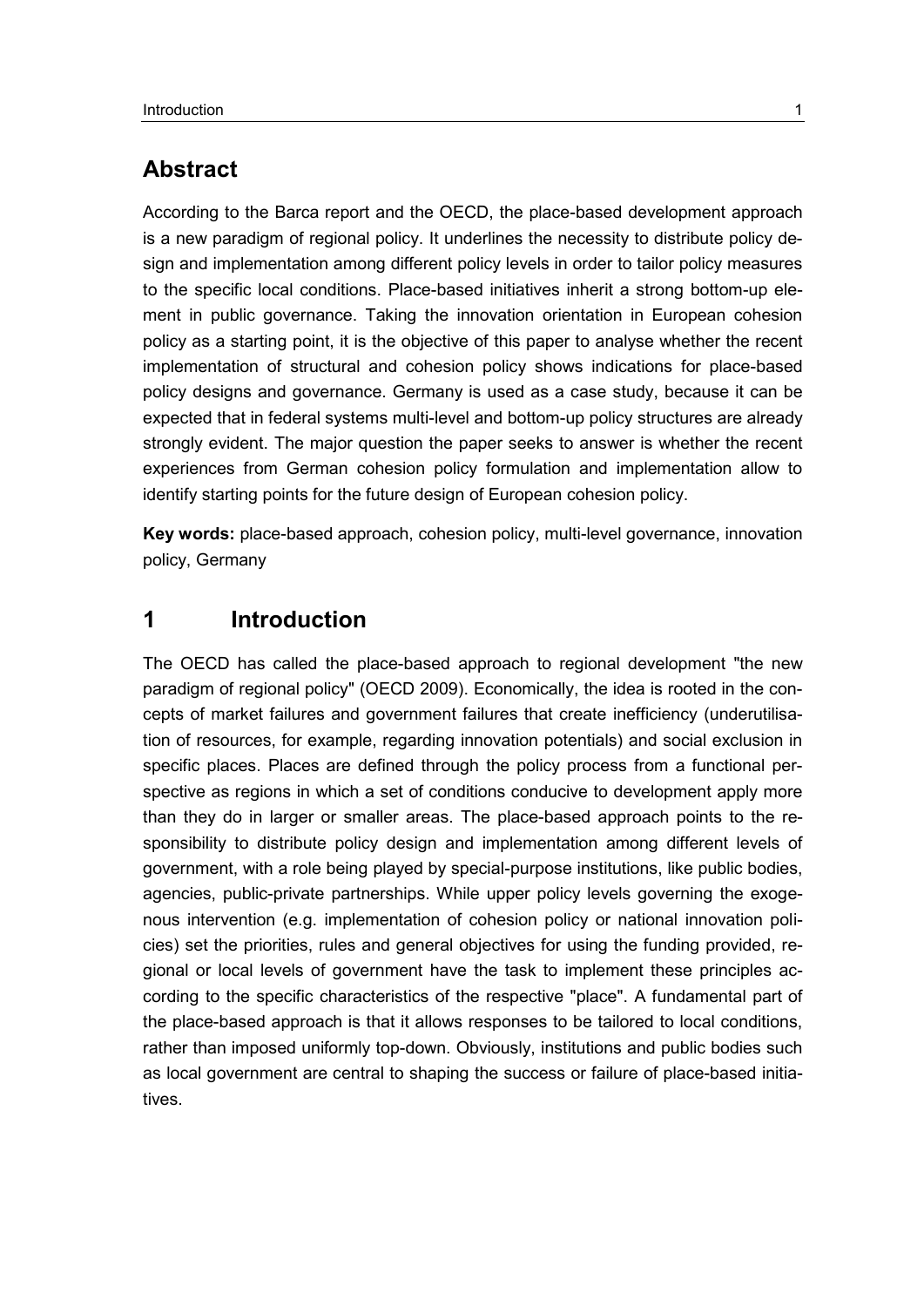## Abstract

According to the Barca report and the OECD, the place-based development approach is a new paradigm of regional policy. It underlines the necessity to distribute policy design and implementation among different policy levels in order to tailor policy measures to the specific local conditions. Place-based initiatives inherit a strong bottom-up element in public governance. Taking the innovation orientation in European cohesion policy as a starting point, it is the objective of this paper to analyse whether the recent implementation of structural and cohesion policy shows indications for place-based policy designs and governance. Germany is used as a case study, because it can be expected that in federal systems multi-level and bottom-up policy structures are already strongly evident. The major question the paper seeks to answer is whether the recent experiences from German cohesion policy formulation and implementation allow to identify starting points for the future design of European cohesion policy.

**Key words:** place-based approach, cohesion policy, multi-level governance, innovation policy, Germany

## 1 Introduction

The OECD has called the place-based approach to regional development "the new paradigm of regional policy" (OECD 2009). Economically, the idea is rooted in the concepts of market failures and government failures that create inefficiency (underutilisation of resources, for example, regarding innovation potentials) and social exclusion in specific places. Places are defined through the policy process from a functional perspective as regions in which a set of conditions conducive to development apply more than they do in larger or smaller areas. The place-based approach points to the responsibility to distribute policy design and implementation among different levels of government, with a role being played by special-purpose institutions, like public bodies, agencies, public-private partnerships. While upper policy levels governing the exogenous intervention (e.g. implementation of cohesion policy or national innovation policies) set the priorities, rules and general objectives for using the funding provided, regional or local levels of government have the task to implement these principles according to the specific characteristics of the respective "place". A fundamental part of the place-based approach is that it allows responses to be tailored to local conditions, rather than imposed uniformly top-down. Obviously, institutions and public bodies such as local government are central to shaping the success or failure of place-based initiatives.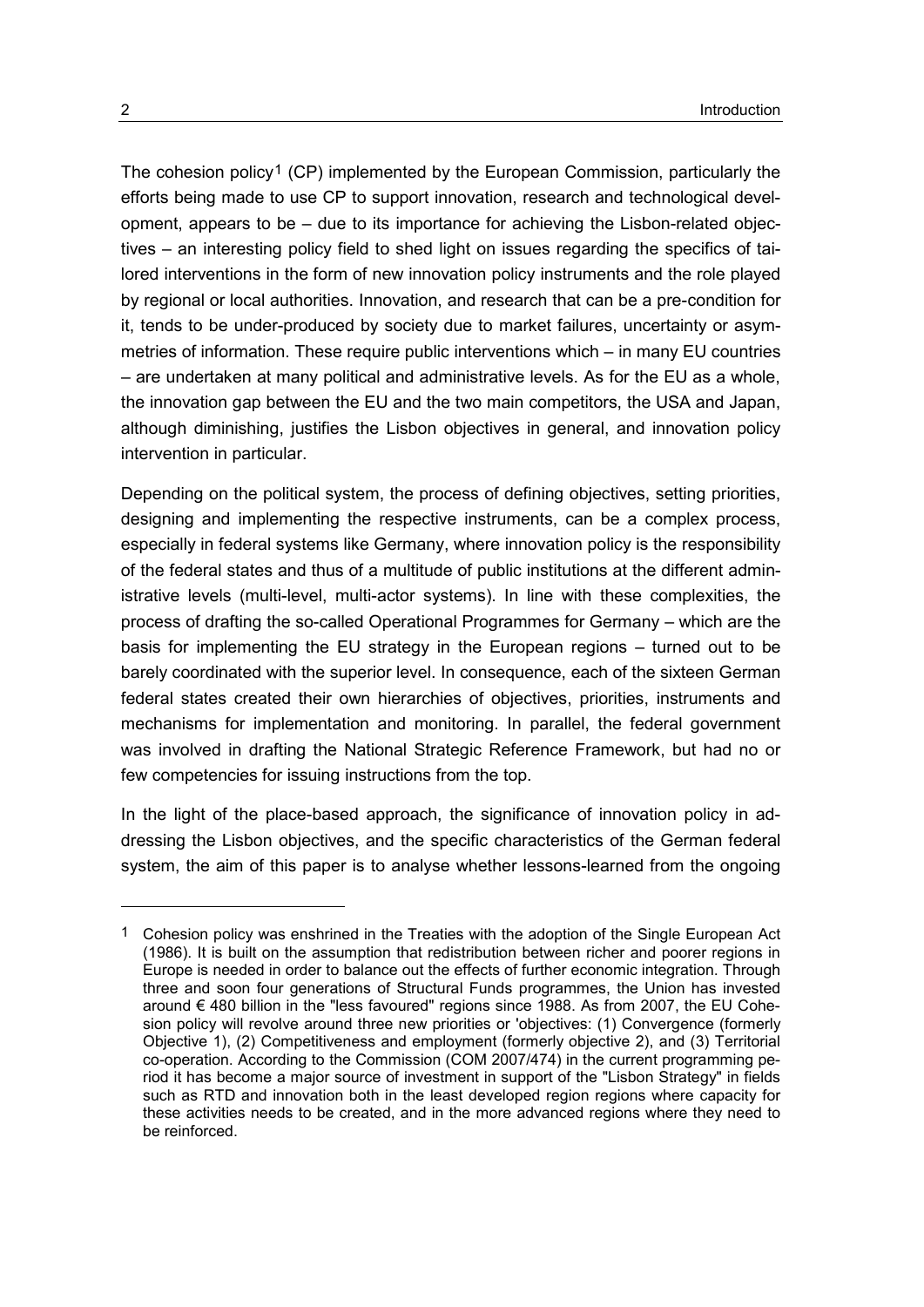The cohesion policy[1] (CP) implemented by the European Commission, particularly the efforts being made to use CP to support innovation, research and technological development, appears to be – due to its importance for achieving the Lisbon-related objectives – an interesting policy field to shed light on issues regarding the specifics of tailored interventions in the form of new innovation policy instruments and the role played by regional or local authorities. Innovation, and research that can be a pre-condition for it, tends to be under-produced by society due to market failures, uncertainty or asymmetries of information. These require public interventions which – in many EU countries – are undertaken at many political and administrative levels. As for the EU as a whole, the innovation gap between the EU and the two main competitors, the USA and Japan, although diminishing, justifies the Lisbon objectives in general, and innovation policy intervention in particular.

Depending on the political system, the process of defining objectives, setting priorities, designing and implementing the respective instruments, can be a complex process, especially in federal systems like Germany, where innovation policy is the responsibility of the federal states and thus of a multitude of public institutions at the different administrative levels (multi-level, multi-actor systems). In line with these complexities, the process of drafting the so-called Operational Programmes for Germany – which are the basis for implementing the EU strategy in the European regions – turned out to be barely coordinated with the superior level. In consequence, each of the sixteen German federal states created their own hierarchies of objectives, priorities, instruments and mechanisms for implementation and monitoring. In parallel, the federal government was involved in drafting the National Strategic Reference Framework, but had no or few competencies for issuing instructions from the top.

In the light of the place-based approach, the significance of innovation policy in addressing the Lisbon objectives, and the specific characteristics of the German federal system, the aim of this paper is to analyse whether lessons-learned from the ongoing

---

[1] Cohesion policy was enshrined in the Treaties with the adoption of the Single European Act (1986). It is built on the assumption that redistribution between richer and poorer regions in Europe is needed in order to balance out the effects of further economic integration. Through three and soon four generations of Structural Funds programmes, the Union has invested around € 480 billion in the "less favoured" regions since 1988. As from 2007, the EU Cohesion policy will revolve around three new priorities or 'objectives: (1) Convergence (formerly Objective 1), (2) Competitiveness and employment (formerly objective 2), and (3) Territorial co-operation. According to the Commission (COM 2007/474) in the current programming period it has become a major source of investment in support of the "Lisbon Strategy" in fields such as RTD and innovation both in the least developed region regions where capacity for these activities needs to be created, and in the more advanced regions where they need to be reinforced.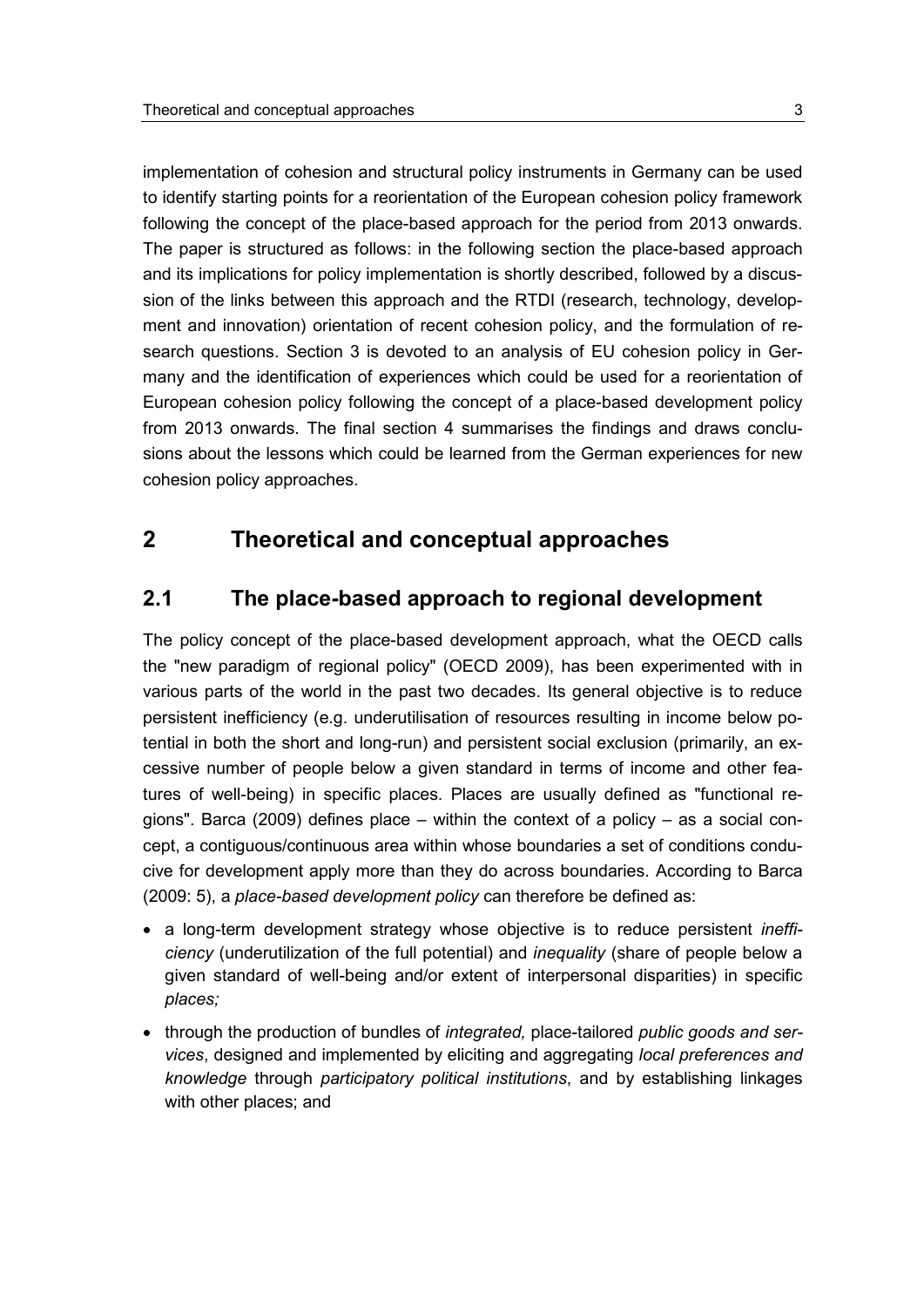implementation of cohesion and structural policy instruments in Germany can be used to identify starting points for a reorientation of the European cohesion policy framework following the concept of the place-based approach for the period from 2013 onwards. The paper is structured as follows: in the following section the place-based approach and its implications for policy implementation is shortly described, followed by a discussion of the links between this approach and the RTDI (research, technology, development and innovation) orientation of recent cohesion policy, and the formulation of research questions. Section 3 is devoted to an analysis of EU cohesion policy in Germany and the identification of experiences which could be used for a reorientation of European cohesion policy following the concept of a place-based development policy from 2013 onwards. The final section 4 summarises the findings and draws conclusions about the lessons which could be learned from the German experiences for new cohesion policy approaches.

# 2 Theoretical and conceptual approaches

## 2.1 The place-based approach to regional development

The policy concept of the place-based development approach, what the OECD calls the "new paradigm of regional policy" (OECD 2009), has been experimented with in various parts of the world in the past two decades. Its general objective is to reduce persistent inefficiency (e.g. underutilisation of resources resulting in income below potential in both the short and long-run) and persistent social exclusion (primarily, an excessive number of people below a given standard in terms of income and other features of well-being) in specific places. Places are usually defined as "functional regions". Barca (2009) defines place – within the context of a policy – as a social concept, a contiguous/continuous area within whose boundaries a set of conditions conducive for development apply more than they do across boundaries. According to Barca (2009: 5), a *place-based development policy* can therefore be defined as:

- a long-term development strategy whose objective is to reduce persistent *inefficiency* (underutilization of the full potential) and *inequality* (share of people below a given standard of well-being and/or extent of interpersonal disparities) in specific *places;*
- through the production of bundles of *integrated,* place-tailored *public goods and services*, designed and implemented by eliciting and aggregating *local preferences and knowledge* through *participatory political institutions*, and by establishing linkages with other places; and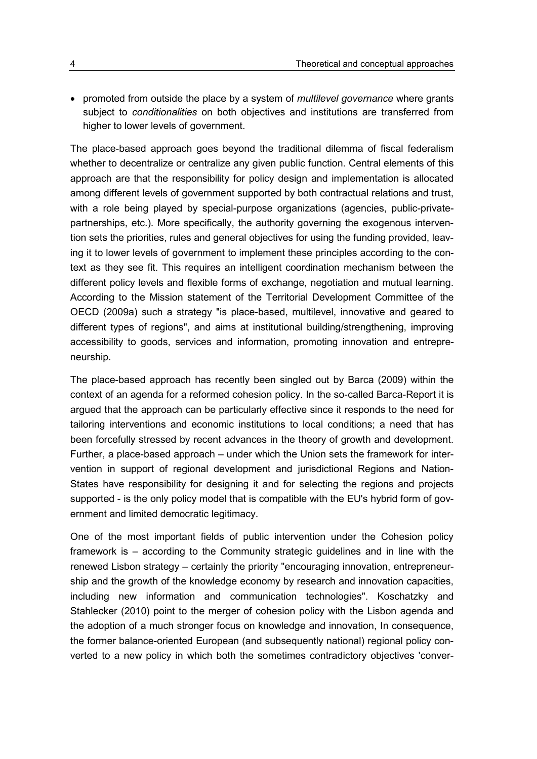- promoted from outside the place by a system of *multilevel governance* where grants subject to *conditionalities* on both objectives and institutions are transferred from higher to lower levels of government.

The place-based approach goes beyond the traditional dilemma of fiscal federalism whether to decentralize or centralize any given public function. Central elements of this approach are that the responsibility for policy design and implementation is allocated among different levels of government supported by both contractual relations and trust, with a role being played by special-purpose organizations (agencies, public-private-partnerships, etc.). More specifically, the authority governing the exogenous intervention sets the priorities, rules and general objectives for using the funding provided, leaving it to lower levels of government to implement these principles according to the context as they see fit. This requires an intelligent coordination mechanism between the different policy levels and flexible forms of exchange, negotiation and mutual learning. According to the Mission statement of the Territorial Development Committee of the OECD (2009a) such a strategy "is place-based, multilevel, innovative and geared to different types of regions", and aims at institutional building/strengthening, improving accessibility to goods, services and information, promoting innovation and entrepreneurship.

The place-based approach has recently been singled out by Barca (2009) within the context of an agenda for a reformed cohesion policy. In the so-called Barca-Report it is argued that the approach can be particularly effective since it responds to the need for tailoring interventions and economic institutions to local conditions; a need that has been forcefully stressed by recent advances in the theory of growth and development. Further, a place-based approach – under which the Union sets the framework for intervention in support of regional development and jurisdictional Regions and Nation-States have responsibility for designing it and for selecting the regions and projects supported - is the only policy model that is compatible with the EU's hybrid form of government and limited democratic legitimacy.

One of the most important fields of public intervention under the Cohesion policy framework is – according to the Community strategic guidelines and in line with the renewed Lisbon strategy – certainly the priority "encouraging innovation, entrepreneurship and the growth of the knowledge economy by research and innovation capacities, including new information and communication technologies". Koschatzky and Stahlecker (2010) point to the merger of cohesion policy with the Lisbon agenda and the adoption of a much stronger focus on knowledge and innovation, In consequence, the former balance-oriented European (and subsequently national) regional policy converted to a new policy in which both the sometimes contradictory objectives 'conver-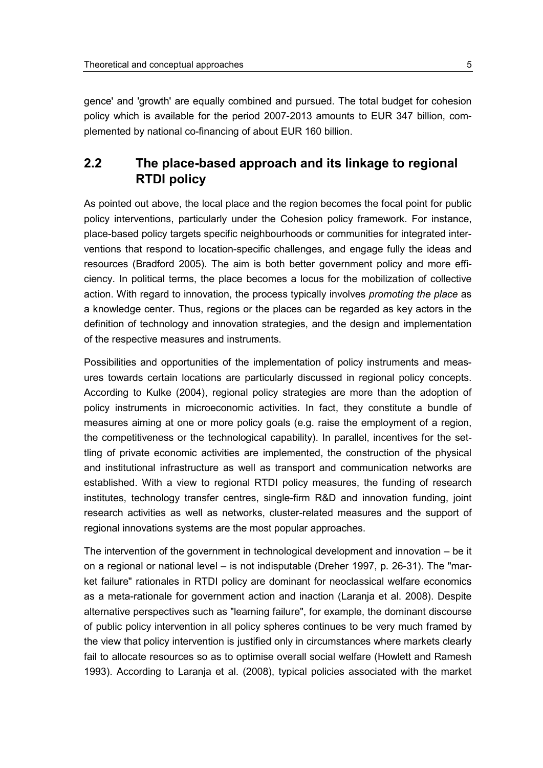gence' and 'growth' are equally combined and pursued. The total budget for cohesion policy which is available for the period 2007-2013 amounts to EUR 347 billion, complemented by national co-financing of about EUR 160 billion.

## 2.2 The place-based approach and its linkage to regional RTDI policy

As pointed out above, the local place and the region becomes the focal point for public policy interventions, particularly under the Cohesion policy framework. For instance, place-based policy targets specific neighbourhoods or communities for integrated interventions that respond to location-specific challenges, and engage fully the ideas and resources (Bradford 2005). The aim is both better government policy and more efficiency. In political terms, the place becomes a locus for the mobilization of collective action. With regard to innovation, the process typically involves *promoting the place* as a knowledge center. Thus, regions or the places can be regarded as key actors in the definition of technology and innovation strategies, and the design and implementation of the respective measures and instruments.

Possibilities and opportunities of the implementation of policy instruments and measures towards certain locations are particularly discussed in regional policy concepts. According to Kulke (2004), regional policy strategies are more than the adoption of policy instruments in microeconomic activities. In fact, they constitute a bundle of measures aiming at one or more policy goals (e.g. raise the employment of a region, the competitiveness or the technological capability). In parallel, incentives for the settling of private economic activities are implemented, the construction of the physical and institutional infrastructure as well as transport and communication networks are established. With a view to regional RTDI policy measures, the funding of research institutes, technology transfer centres, single-firm R&D and innovation funding, joint research activities as well as networks, cluster-related measures and the support of regional innovations systems are the most popular approaches.

The intervention of the government in technological development and innovation – be it on a regional or national level – is not indisputable (Dreher 1997, p. 26-31). The "market failure" rationales in RTDI policy are dominant for neoclassical welfare economics as a meta-rationale for government action and inaction (Laranja et al. 2008). Despite alternative perspectives such as "learning failure", for example, the dominant discourse of public policy intervention in all policy spheres continues to be very much framed by the view that policy intervention is justified only in circumstances where markets clearly fail to allocate resources so as to optimise overall social welfare (Howlett and Ramesh 1993). According to Laranja et al. (2008), typical policies associated with the market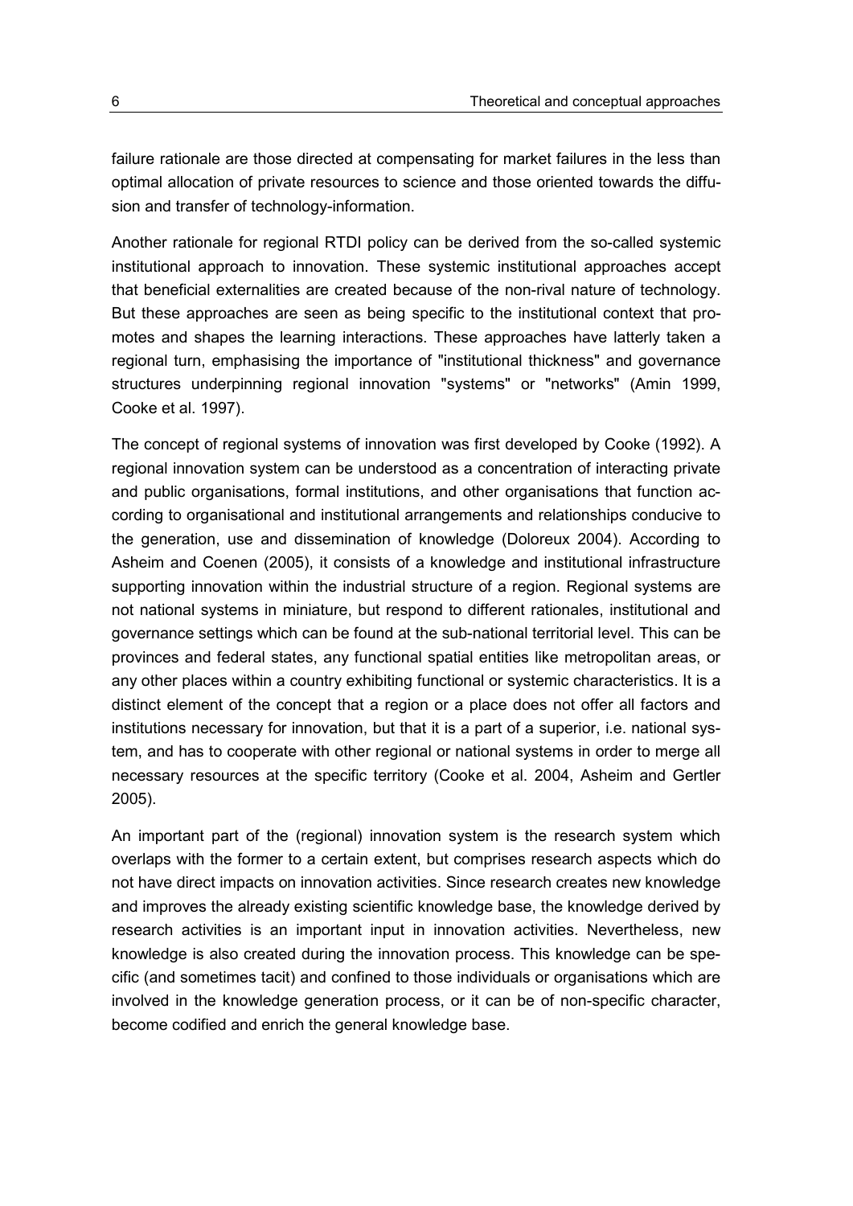failure rationale are those directed at compensating for market failures in the less than optimal allocation of private resources to science and those oriented towards the diffusion and transfer of technology-information.

Another rationale for regional RTDI policy can be derived from the so-called systemic institutional approach to innovation. These systemic institutional approaches accept that beneficial externalities are created because of the non-rival nature of technology. But these approaches are seen as being specific to the institutional context that promotes and shapes the learning interactions. These approaches have latterly taken a regional turn, emphasising the importance of "institutional thickness" and governance structures underpinning regional innovation "systems" or "networks" (Amin 1999, Cooke et al. 1997).

The concept of regional systems of innovation was first developed by Cooke (1992). A regional innovation system can be understood as a concentration of interacting private and public organisations, formal institutions, and other organisations that function according to organisational and institutional arrangements and relationships conducive to the generation, use and dissemination of knowledge (Doloreux 2004). According to Asheim and Coenen (2005), it consists of a knowledge and institutional infrastructure supporting innovation within the industrial structure of a region. Regional systems are not national systems in miniature, but respond to different rationales, institutional and governance settings which can be found at the sub-national territorial level. This can be provinces and federal states, any functional spatial entities like metropolitan areas, or any other places within a country exhibiting functional or systemic characteristics. It is a distinct element of the concept that a region or a place does not offer all factors and institutions necessary for innovation, but that it is a part of a superior, i.e. national system, and has to cooperate with other regional or national systems in order to merge all necessary resources at the specific territory (Cooke et al. 2004, Asheim and Gertler 2005).

An important part of the (regional) innovation system is the research system which overlaps with the former to a certain extent, but comprises research aspects which do not have direct impacts on innovation activities. Since research creates new knowledge and improves the already existing scientific knowledge base, the knowledge derived by research activities is an important input in innovation activities. Nevertheless, new knowledge is also created during the innovation process. This knowledge can be specific (and sometimes tacit) and confined to those individuals or organisations which are involved in the knowledge generation process, or it can be of non-specific character, become codified and enrich the general knowledge base.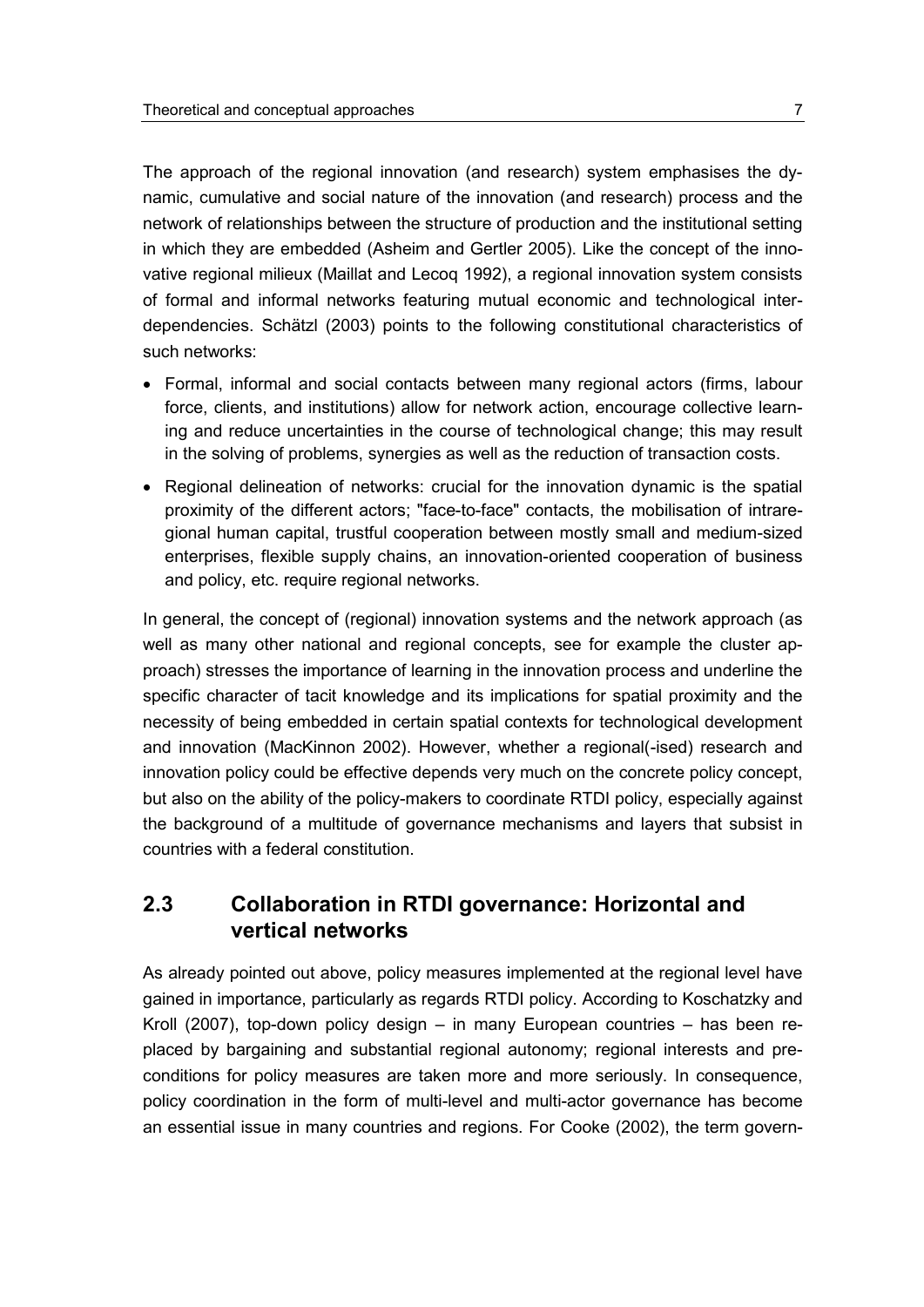The approach of the regional innovation (and research) system emphasises the dynamic, cumulative and social nature of the innovation (and research) process and the network of relationships between the structure of production and the institutional setting in which they are embedded (Asheim and Gertler 2005). Like the concept of the innovative regional milieux (Maillat and Lecoq 1992), a regional innovation system consists of formal and informal networks featuring mutual economic and technological interdependencies. Schätzl (2003) points to the following constitutional characteristics of such networks:

- Formal, informal and social contacts between many regional actors (firms, labour force, clients, and institutions) allow for network action, encourage collective learning and reduce uncertainties in the course of technological change; this may result in the solving of problems, synergies as well as the reduction of transaction costs.
- Regional delineation of networks: crucial for the innovation dynamic is the spatial proximity of the different actors; "face-to-face" contacts, the mobilisation of intraregional human capital, trustful cooperation between mostly small and medium-sized enterprises, flexible supply chains, an innovation-oriented cooperation of business and policy, etc. require regional networks.

In general, the concept of (regional) innovation systems and the network approach (as well as many other national and regional concepts, see for example the cluster approach) stresses the importance of learning in the innovation process and underline the specific character of tacit knowledge and its implications for spatial proximity and the necessity of being embedded in certain spatial contexts for technological development and innovation (MacKinnon 2002). However, whether a regional(-ised) research and innovation policy could be effective depends very much on the concrete policy concept, but also on the ability of the policy-makers to coordinate RTDI policy, especially against the background of a multitude of governance mechanisms and layers that subsist in countries with a federal constitution.

## 2.3 Collaboration in RTDI governance: Horizontal and vertical networks

As already pointed out above, policy measures implemented at the regional level have gained in importance, particularly as regards RTDI policy. According to Koschatzky and Kroll (2007), top-down policy design – in many European countries – has been replaced by bargaining and substantial regional autonomy; regional interests and preconditions for policy measures are taken more and more seriously. In consequence, policy coordination in the form of multi-level and multi-actor governance has become an essential issue in many countries and regions. For Cooke (2002), the term govern-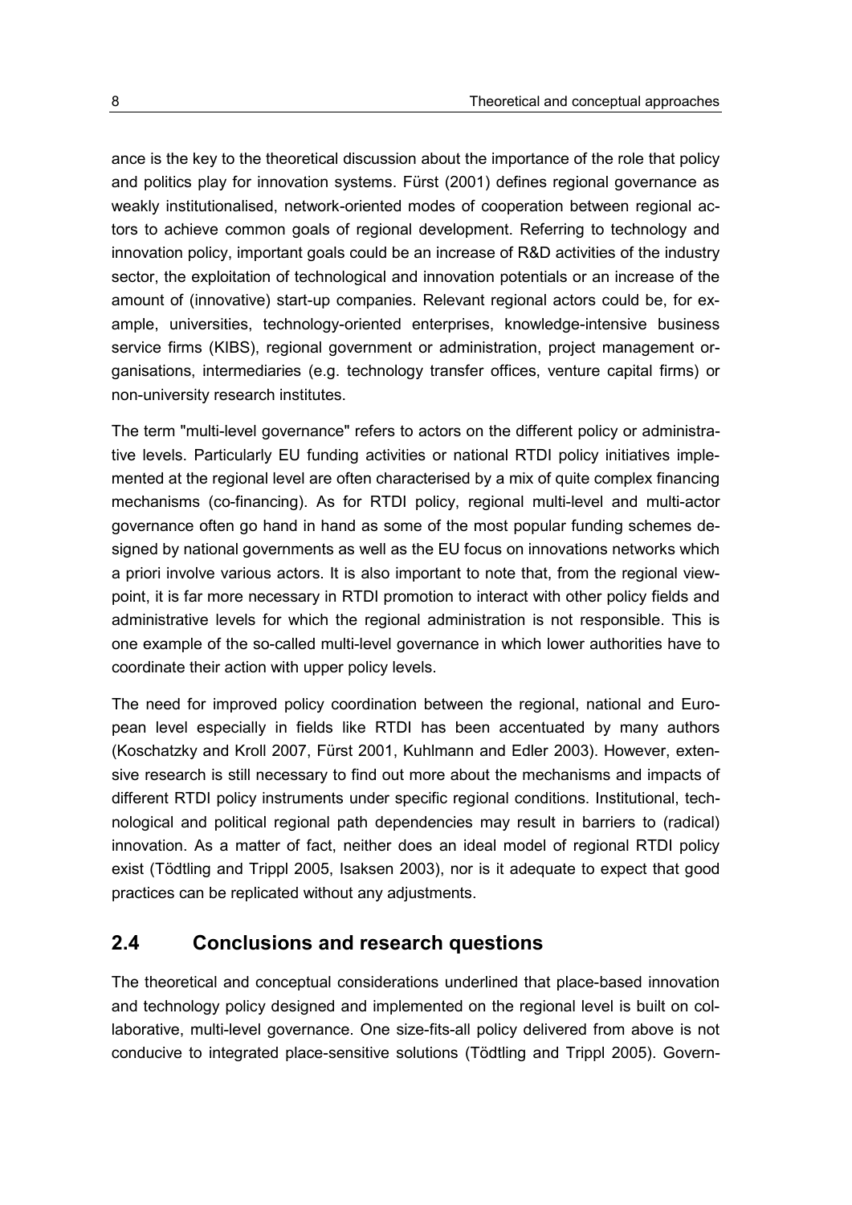ance is the key to the theoretical discussion about the importance of the role that policy and politics play for innovation systems. Fürst (2001) defines regional governance as weakly institutionalised, network-oriented modes of cooperation between regional actors to achieve common goals of regional development. Referring to technology and innovation policy, important goals could be an increase of R&D activities of the industry sector, the exploitation of technological and innovation potentials or an increase of the amount of (innovative) start-up companies. Relevant regional actors could be, for example, universities, technology-oriented enterprises, knowledge-intensive business service firms (KIBS), regional government or administration, project management organisations, intermediaries (e.g. technology transfer offices, venture capital firms) or non-university research institutes.

The term "multi-level governance" refers to actors on the different policy or administrative levels. Particularly EU funding activities or national RTDI policy initiatives implemented at the regional level are often characterised by a mix of quite complex financing mechanisms (co-financing). As for RTDI policy, regional multi-level and multi-actor governance often go hand in hand as some of the most popular funding schemes designed by national governments as well as the EU focus on innovations networks which a priori involve various actors. It is also important to note that, from the regional viewpoint, it is far more necessary in RTDI promotion to interact with other policy fields and administrative levels for which the regional administration is not responsible. This is one example of the so-called multi-level governance in which lower authorities have to coordinate their action with upper policy levels.

The need for improved policy coordination between the regional, national and European level especially in fields like RTDI has been accentuated by many authors (Koschatzky and Kroll 2007, Fürst 2001, Kuhlmann and Edler 2003). However, extensive research is still necessary to find out more about the mechanisms and impacts of different RTDI policy instruments under specific regional conditions. Institutional, technological and political regional path dependencies may result in barriers to (radical) innovation. As a matter of fact, neither does an ideal model of regional RTDI policy exist (Tödtling and Trippl 2005, Isaksen 2003), nor is it adequate to expect that good practices can be replicated without any adjustments.

## 2.4 Conclusions and research questions

The theoretical and conceptual considerations underlined that place-based innovation and technology policy designed and implemented on the regional level is built on collaborative, multi-level governance. One size-fits-all policy delivered from above is not conducive to integrated place-sensitive solutions (Tödtling and Trippl 2005). Govern-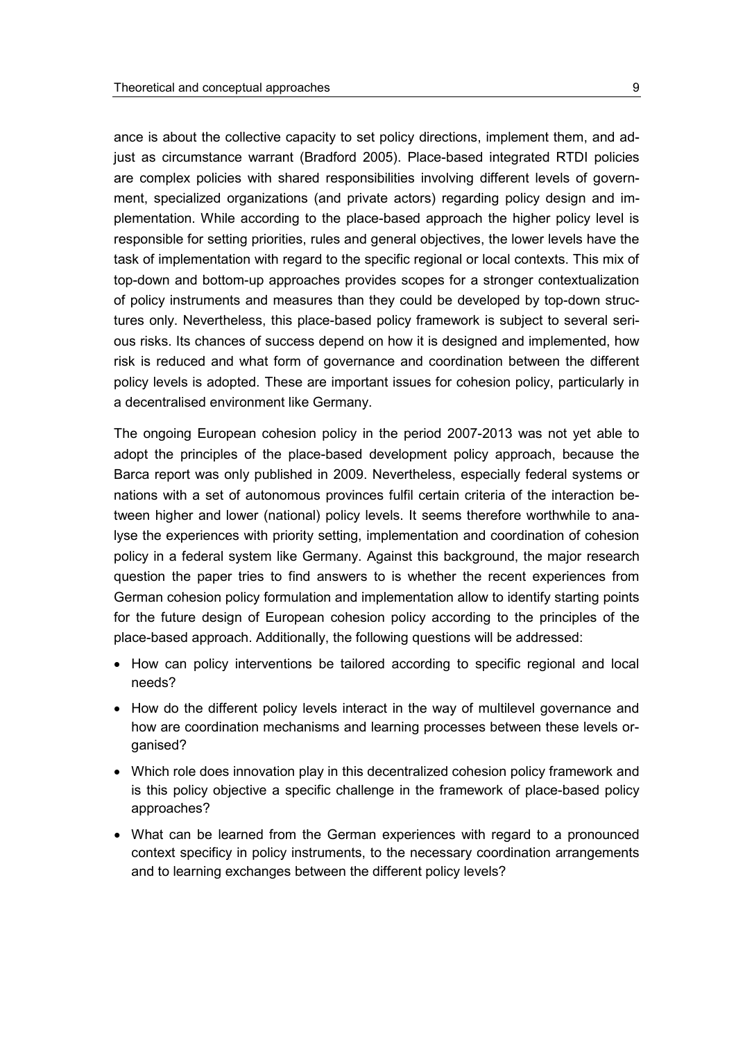ance is about the collective capacity to set policy directions, implement them, and adjust as circumstance warrant (Bradford 2005). Place-based integrated RTDI policies are complex policies with shared responsibilities involving different levels of government, specialized organizations (and private actors) regarding policy design and implementation. While according to the place-based approach the higher policy level is responsible for setting priorities, rules and general objectives, the lower levels have the task of implementation with regard to the specific regional or local contexts. This mix of top-down and bottom-up approaches provides scopes for a stronger contextualization of policy instruments and measures than they could be developed by top-down structures only. Nevertheless, this place-based policy framework is subject to several serious risks. Its chances of success depend on how it is designed and implemented, how risk is reduced and what form of governance and coordination between the different policy levels is adopted. These are important issues for cohesion policy, particularly in a decentralised environment like Germany.

The ongoing European cohesion policy in the period 2007-2013 was not yet able to adopt the principles of the place-based development policy approach, because the Barca report was only published in 2009. Nevertheless, especially federal systems or nations with a set of autonomous provinces fulfil certain criteria of the interaction between higher and lower (national) policy levels. It seems therefore worthwhile to analyse the experiences with priority setting, implementation and coordination of cohesion policy in a federal system like Germany. Against this background, the major research question the paper tries to find answers to is whether the recent experiences from German cohesion policy formulation and implementation allow to identify starting points for the future design of European cohesion policy according to the principles of the place-based approach. Additionally, the following questions will be addressed:

- How can policy interventions be tailored according to specific regional and local needs?
- How do the different policy levels interact in the way of multilevel governance and how are coordination mechanisms and learning processes between these levels organised?
- Which role does innovation play in this decentralized cohesion policy framework and is this policy objective a specific challenge in the framework of place-based policy approaches?
- What can be learned from the German experiences with regard to a pronounced context specificy in policy instruments, to the necessary coordination arrangements and to learning exchanges between the different policy levels?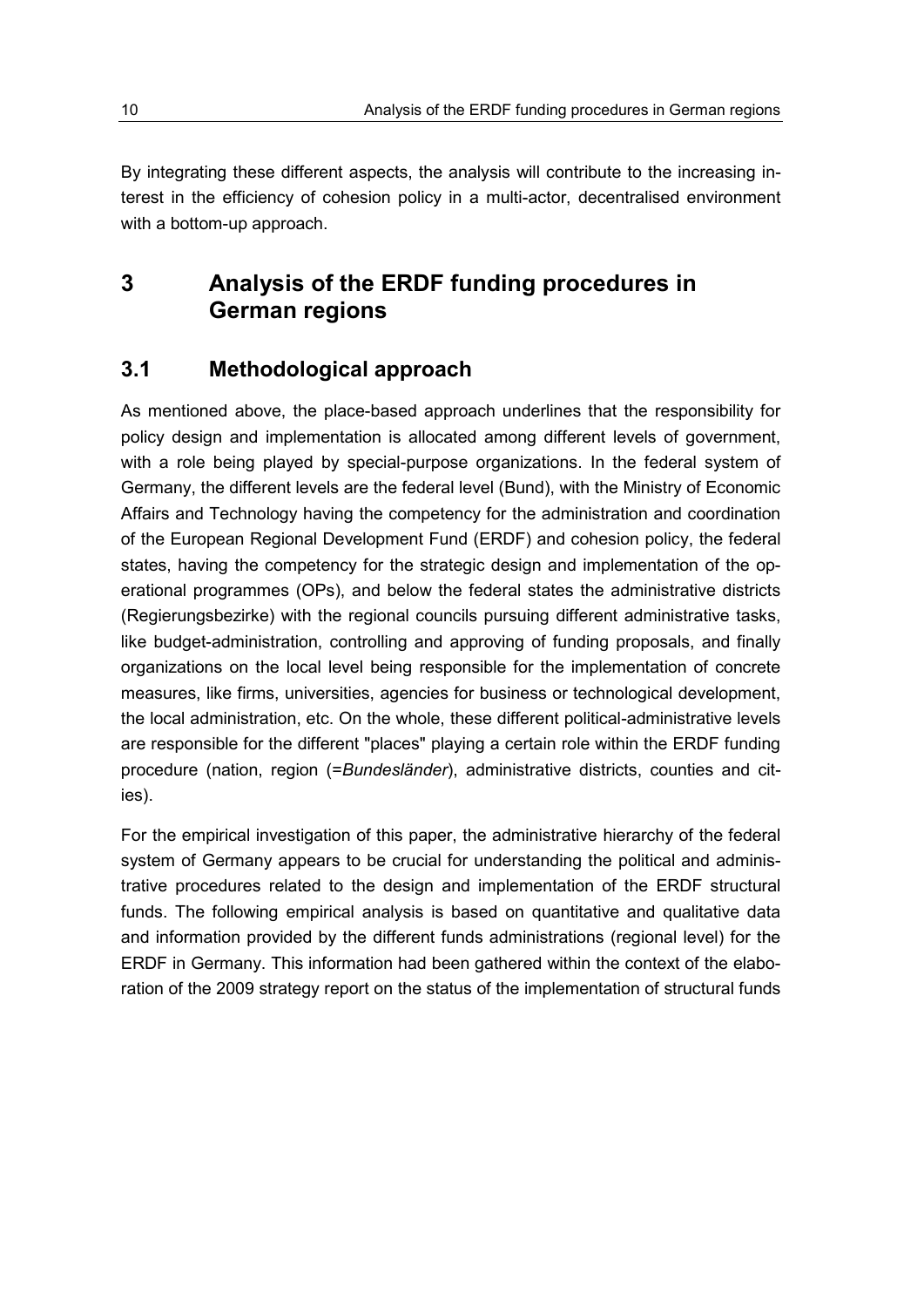By integrating these different aspects, the analysis will contribute to the increasing interest in the efficiency of cohesion policy in a multi-actor, decentralised environment with a bottom-up approach.

# 3 Analysis of the ERDF funding procedures in German regions

## 3.1 Methodological approach

As mentioned above, the place-based approach underlines that the responsibility for policy design and implementation is allocated among different levels of government, with a role being played by special-purpose organizations. In the federal system of Germany, the different levels are the federal level (Bund), with the Ministry of Economic Affairs and Technology having the competency for the administration and coordination of the European Regional Development Fund (ERDF) and cohesion policy, the federal states, having the competency for the strategic design and implementation of the operational programmes (OPs), and below the federal states the administrative districts (Regierungsbezirke) with the regional councils pursuing different administrative tasks, like budget-administration, controlling and approving of funding proposals, and finally organizations on the local level being responsible for the implementation of concrete measures, like firms, universities, agencies for business or technological development, the local administration, etc. On the whole, these different political-administrative levels are responsible for the different "places" playing a certain role within the ERDF funding procedure (nation, region (=*Bundesländer*), administrative districts, counties and cities).

For the empirical investigation of this paper, the administrative hierarchy of the federal system of Germany appears to be crucial for understanding the political and administrative procedures related to the design and implementation of the ERDF structural funds. The following empirical analysis is based on quantitative and qualitative data and information provided by the different funds administrations (regional level) for the ERDF in Germany. This information had been gathered within the context of the elaboration of the 2009 strategy report on the status of the implementation of structural funds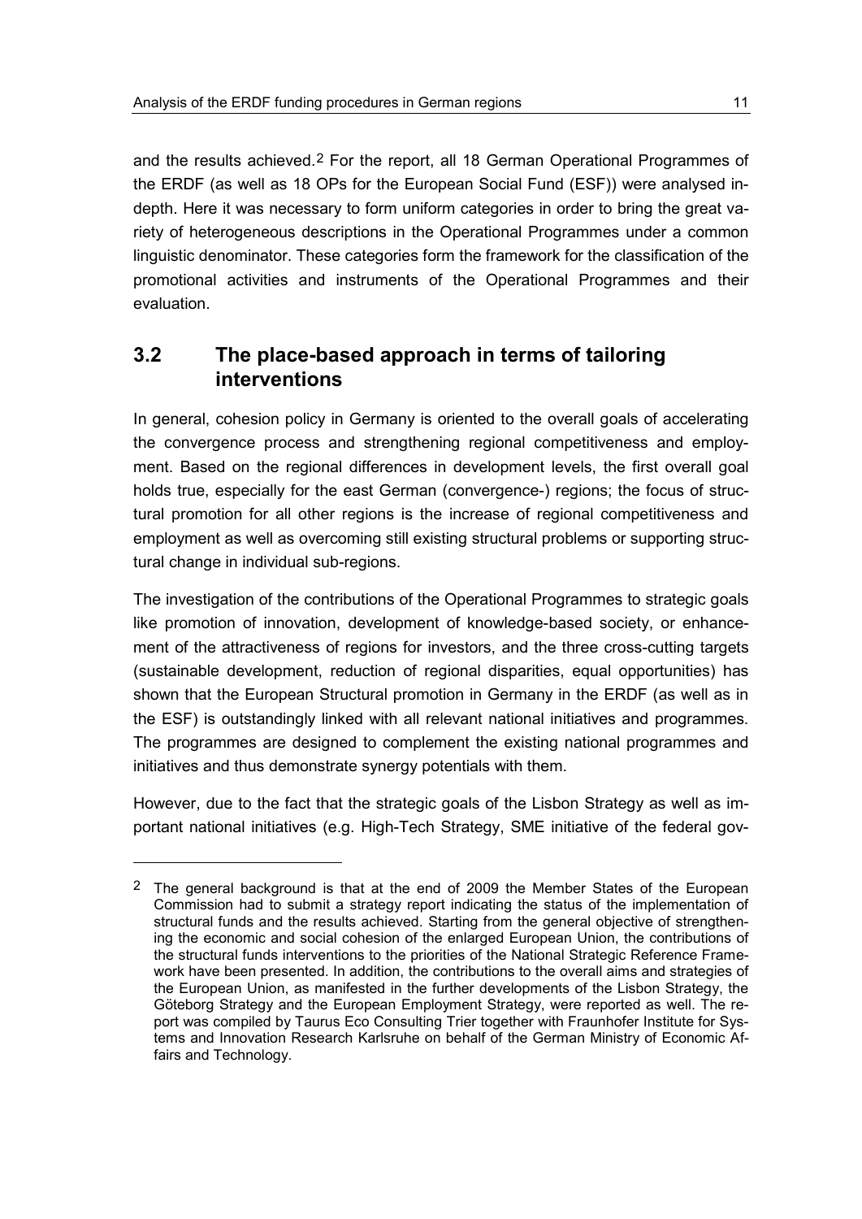and the results achieved.[2] For the report, all 18 German Operational Programmes of the ERDF (as well as 18 OPs for the European Social Fund (ESF)) were analysed in-depth. Here it was necessary to form uniform categories in order to bring the great variety of heterogeneous descriptions in the Operational Programmes under a common linguistic denominator. These categories form the framework for the classification of the promotional activities and instruments of the Operational Programmes and their evaluation.

## 3.2 The place-based approach in terms of tailoring interventions

In general, cohesion policy in Germany is oriented to the overall goals of accelerating the convergence process and strengthening regional competitiveness and employment. Based on the regional differences in development levels, the first overall goal holds true, especially for the east German (convergence-) regions; the focus of structural promotion for all other regions is the increase of regional competitiveness and employment as well as overcoming still existing structural problems or supporting structural change in individual sub-regions.

The investigation of the contributions of the Operational Programmes to strategic goals like promotion of innovation, development of knowledge-based society, or enhancement of the attractiveness of regions for investors, and the three cross-cutting targets (sustainable development, reduction of regional disparities, equal opportunities) has shown that the European Structural promotion in Germany in the ERDF (as well as in the ESF) is outstandingly linked with all relevant national initiatives and programmes. The programmes are designed to complement the existing national programmes and initiatives and thus demonstrate synergy potentials with them.

However, due to the fact that the strategic goals of the Lisbon Strategy as well as important national initiatives (e.g. High-Tech Strategy, SME initiative of the federal gov-

[2] The general background is that at the end of 2009 the Member States of the European Commission had to submit a strategy report indicating the status of the implementation of structural funds and the results achieved. Starting from the general objective of strengthening the economic and social cohesion of the enlarged European Union, the contributions of the structural funds interventions to the priorities of the National Strategic Reference Framework have been presented. In addition, the contributions to the overall aims and strategies of the European Union, as manifested in the further developments of the Lisbon Strategy, the Göteborg Strategy and the European Employment Strategy, were reported as well. The report was compiled by Taurus Eco Consulting Trier together with Fraunhofer Institute for Systems and Innovation Research Karlsruhe on behalf of the German Ministry of Economic Affairs and Technology.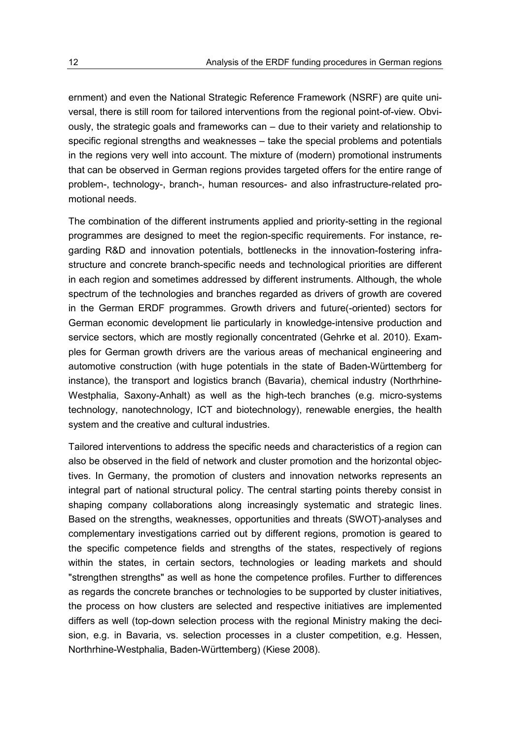ernment) and even the National Strategic Reference Framework (NSRF) are quite universal, there is still room for tailored interventions from the regional point-of-view. Obviously, the strategic goals and frameworks can – due to their variety and relationship to specific regional strengths and weaknesses – take the special problems and potentials in the regions very well into account. The mixture of (modern) promotional instruments that can be observed in German regions provides targeted offers for the entire range of problem-, technology-, branch-, human resources- and also infrastructure-related promotional needs.

The combination of the different instruments applied and priority-setting in the regional programmes are designed to meet the region-specific requirements. For instance, regarding R&D and innovation potentials, bottlenecks in the innovation-fostering infrastructure and concrete branch-specific needs and technological priorities are different in each region and sometimes addressed by different instruments. Although, the whole spectrum of the technologies and branches regarded as drivers of growth are covered in the German ERDF programmes. Growth drivers and future(-oriented) sectors for German economic development lie particularly in knowledge-intensive production and service sectors, which are mostly regionally concentrated (Gehrke et al. 2010). Examples for German growth drivers are the various areas of mechanical engineering and automotive construction (with huge potentials in the state of Baden-Württemberg for instance), the transport and logistics branch (Bavaria), chemical industry (Northrhine-Westphalia, Saxony-Anhalt) as well as the high-tech branches (e.g. micro-systems technology, nanotechnology, ICT and biotechnology), renewable energies, the health system and the creative and cultural industries.

Tailored interventions to address the specific needs and characteristics of a region can also be observed in the field of network and cluster promotion and the horizontal objectives. In Germany, the promotion of clusters and innovation networks represents an integral part of national structural policy. The central starting points thereby consist in shaping company collaborations along increasingly systematic and strategic lines. Based on the strengths, weaknesses, opportunities and threats (SWOT)-analyses and complementary investigations carried out by different regions, promotion is geared to the specific competence fields and strengths of the states, respectively of regions within the states, in certain sectors, technologies or leading markets and should "strengthen strengths" as well as hone the competence profiles. Further to differences as regards the concrete branches or technologies to be supported by cluster initiatives, the process on how clusters are selected and respective initiatives are implemented differs as well (top-down selection process with the regional Ministry making the decision, e.g. in Bavaria, vs. selection processes in a cluster competition, e.g. Hessen, Northrhine-Westphalia, Baden-Württemberg) (Kiese 2008).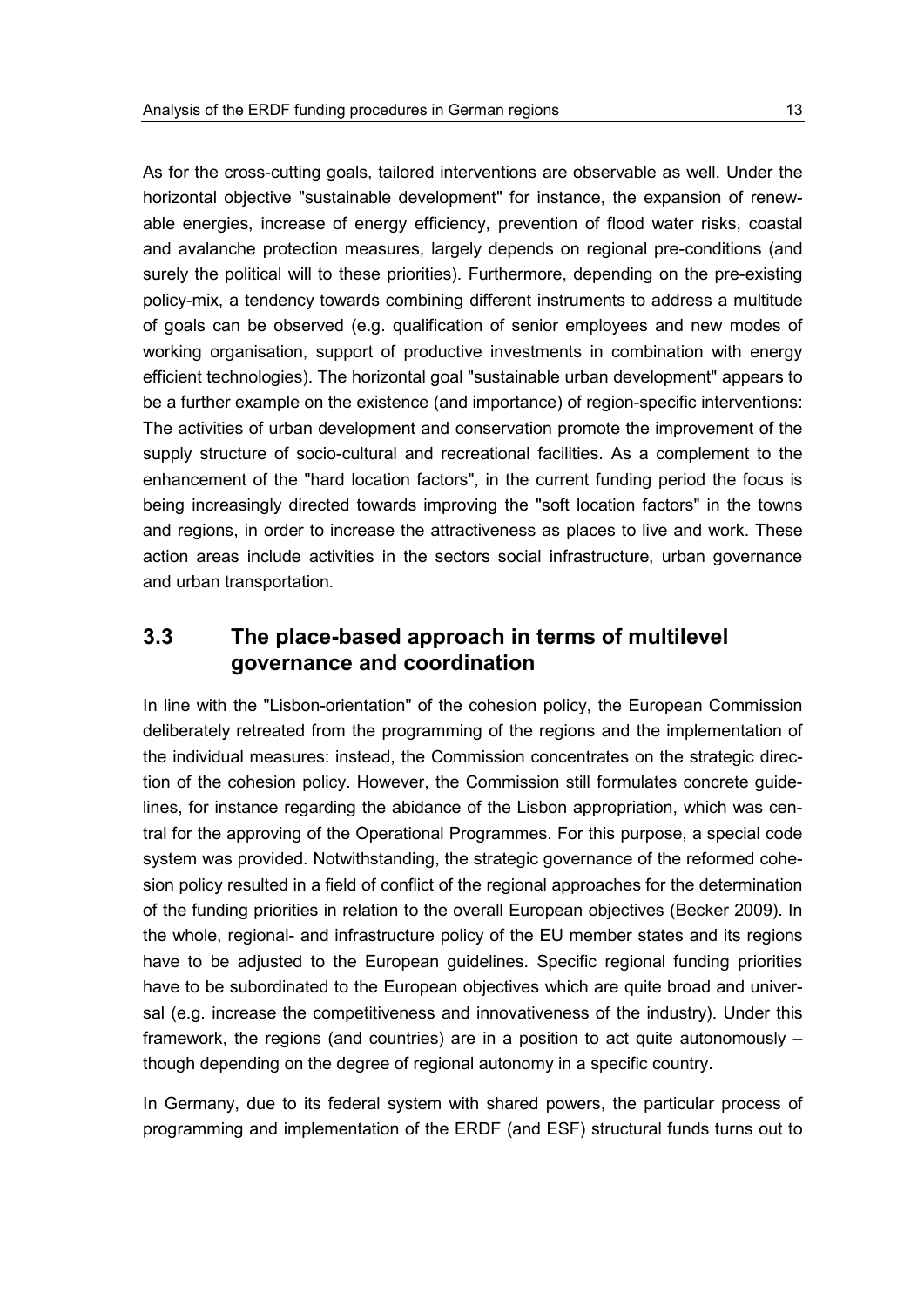As for the cross-cutting goals, tailored interventions are observable as well. Under the horizontal objective "sustainable development" for instance, the expansion of renewable energies, increase of energy efficiency, prevention of flood water risks, coastal and avalanche protection measures, largely depends on regional pre-conditions (and surely the political will to these priorities). Furthermore, depending on the pre-existing policy-mix, a tendency towards combining different instruments to address a multitude of goals can be observed (e.g. qualification of senior employees and new modes of working organisation, support of productive investments in combination with energy efficient technologies). The horizontal goal "sustainable urban development" appears to be a further example on the existence (and importance) of region-specific interventions: The activities of urban development and conservation promote the improvement of the supply structure of socio-cultural and recreational facilities. As a complement to the enhancement of the "hard location factors", in the current funding period the focus is being increasingly directed towards improving the "soft location factors" in the towns and regions, in order to increase the attractiveness as places to live and work. These action areas include activities in the sectors social infrastructure, urban governance and urban transportation.

## 3.3 The place-based approach in terms of multilevel governance and coordination

In line with the "Lisbon-orientation" of the cohesion policy, the European Commission deliberately retreated from the programming of the regions and the implementation of the individual measures: instead, the Commission concentrates on the strategic direction of the cohesion policy. However, the Commission still formulates concrete guidelines, for instance regarding the abidance of the Lisbon appropriation, which was central for the approving of the Operational Programmes. For this purpose, a special code system was provided. Notwithstanding, the strategic governance of the reformed cohesion policy resulted in a field of conflict of the regional approaches for the determination of the funding priorities in relation to the overall European objectives (Becker 2009). In the whole, regional- and infrastructure policy of the EU member states and its regions have to be adjusted to the European guidelines. Specific regional funding priorities have to be subordinated to the European objectives which are quite broad and universal (e.g. increase the competitiveness and innovativeness of the industry). Under this framework, the regions (and countries) are in a position to act quite autonomously – though depending on the degree of regional autonomy in a specific country.

In Germany, due to its federal system with shared powers, the particular process of programming and implementation of the ERDF (and ESF) structural funds turns out to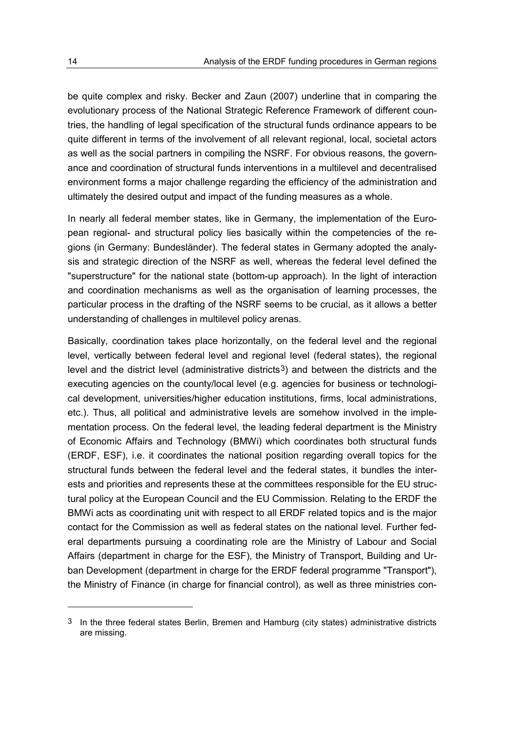be quite complex and risky. Becker and Zaun (2007) underline that in comparing the evolutionary process of the National Strategic Reference Framework of different countries, the handling of legal specification of the structural funds ordinance appears to be quite different in terms of the involvement of all relevant regional, local, societal actors as well as the social partners in compiling the NSRF. For obvious reasons, the governance and coordination of structural funds interventions in a multilevel and decentralised environment forms a major challenge regarding the efficiency of the administration and ultimately the desired output and impact of the funding measures as a whole.

In nearly all federal member states, like in Germany, the implementation of the European regional- and structural policy lies basically within the competencies of the regions (in Germany: Bundesländer). The federal states in Germany adopted the analysis and strategic direction of the NSRF as well, whereas the federal level defined the "superstructure" for the national state (bottom-up approach). In the light of interaction and coordination mechanisms as well as the organisation of learning processes, the particular process in the drafting of the NSRF seems to be crucial, as it allows a better understanding of challenges in multilevel policy arenas.

Basically, coordination takes place horizontally, on the federal level and the regional level, vertically between federal level and regional level (federal states), the regional level and the district level (administrative districts[3]) and between the districts and the executing agencies on the county/local level (e.g. agencies for business or technological development, universities/higher education institutions, firms, local administrations, etc.). Thus, all political and administrative levels are somehow involved in the implementation process. On the federal level, the leading federal department is the Ministry of Economic Affairs and Technology (BMWi) which coordinates both structural funds (ERDF, ESF), i.e. it coordinates the national position regarding overall topics for the structural funds between the federal level and the federal states, it bundles the interests and priorities and represents these at the committees responsible for the EU structural policy at the European Council and the EU Commission. Relating to the ERDF the BMWi acts as coordinating unit with respect to all ERDF related topics and is the major contact for the Commission as well as federal states on the national level. Further federal departments pursuing a coordinating role are the Ministry of Labour and Social Affairs (department in charge for the ESF), the Ministry of Transport, Building and Urban Development (department in charge for the ERDF federal programme "Transport"), the Ministry of Finance (in charge for financial control), as well as three ministries con-

---

[3] In the three federal states Berlin, Bremen and Hamburg (city states) administrative districts are missing.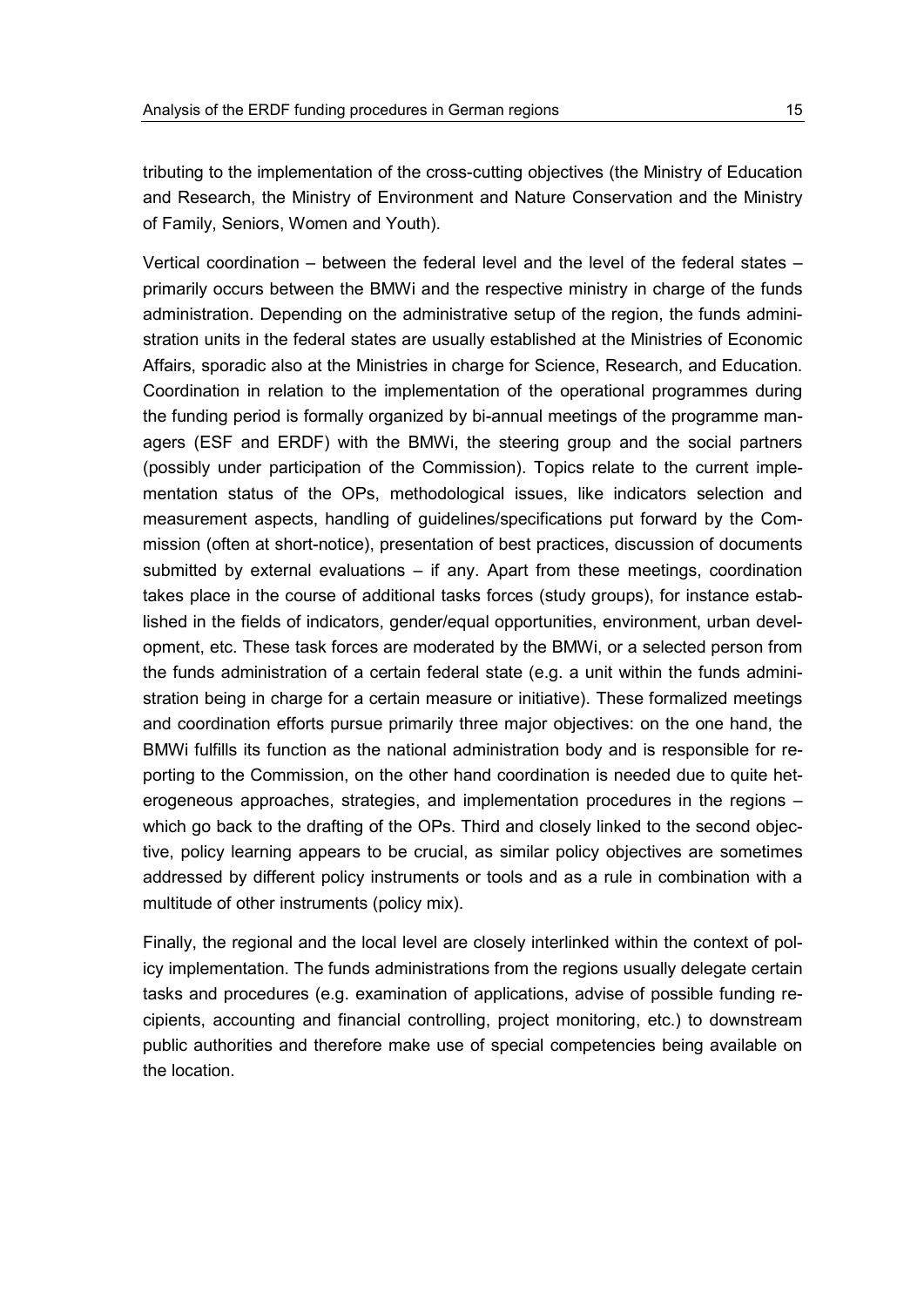tributing to the implementation of the cross-cutting objectives (the Ministry of Education and Research, the Ministry of Environment and Nature Conservation and the Ministry of Family, Seniors, Women and Youth).

Vertical coordination – between the federal level and the level of the federal states – primarily occurs between the BMWi and the respective ministry in charge of the funds administration. Depending on the administrative setup of the region, the funds administration units in the federal states are usually established at the Ministries of Economic Affairs, sporadic also at the Ministries in charge for Science, Research, and Education. Coordination in relation to the implementation of the operational programmes during the funding period is formally organized by bi-annual meetings of the programme managers (ESF and ERDF) with the BMWi, the steering group and the social partners (possibly under participation of the Commission). Topics relate to the current implementation status of the OPs, methodological issues, like indicators selection and measurement aspects, handling of guidelines/specifications put forward by the Commission (often at short-notice), presentation of best practices, discussion of documents submitted by external evaluations – if any. Apart from these meetings, coordination takes place in the course of additional tasks forces (study groups), for instance established in the fields of indicators, gender/equal opportunities, environment, urban development, etc. These task forces are moderated by the BMWi, or a selected person from the funds administration of a certain federal state (e.g. a unit within the funds administration being in charge for a certain measure or initiative). These formalized meetings and coordination efforts pursue primarily three major objectives: on the one hand, the BMWi fulfills its function as the national administration body and is responsible for reporting to the Commission, on the other hand coordination is needed due to quite heterogeneous approaches, strategies, and implementation procedures in the regions – which go back to the drafting of the OPs. Third and closely linked to the second objective, policy learning appears to be crucial, as similar policy objectives are sometimes addressed by different policy instruments or tools and as a rule in combination with a multitude of other instruments (policy mix).

Finally, the regional and the local level are closely interlinked within the context of policy implementation. The funds administrations from the regions usually delegate certain tasks and procedures (e.g. examination of applications, advise of possible funding recipients, accounting and financial controlling, project monitoring, etc.) to downstream public authorities and therefore make use of special competencies being available on the location.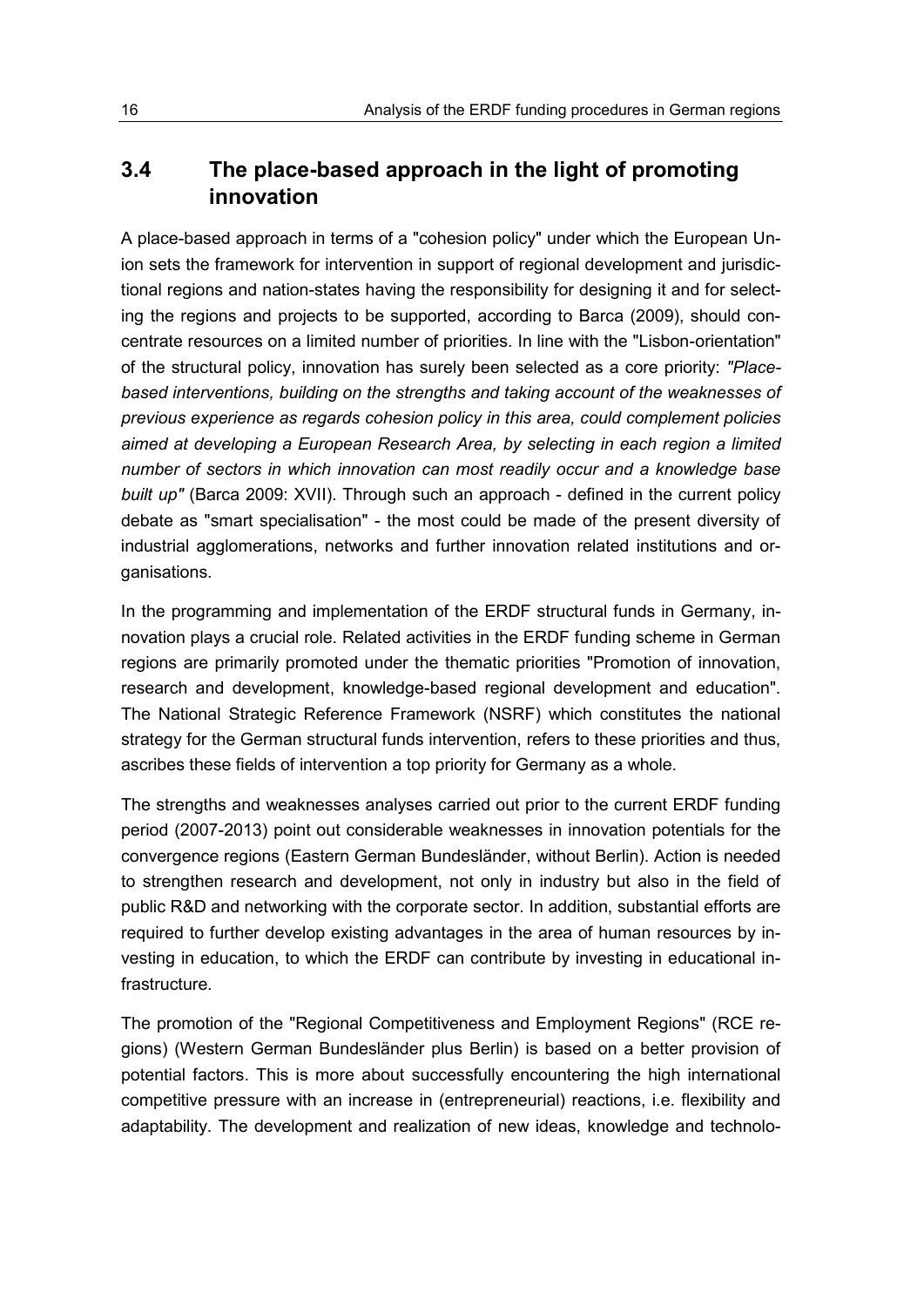## 3.4 The place-based approach in the light of promoting innovation

A place-based approach in terms of a "cohesion policy" under which the European Union sets the framework for intervention in support of regional development and jurisdictional regions and nation-states having the responsibility for designing it and for selecting the regions and projects to be supported, according to Barca (2009), should concentrate resources on a limited number of priorities. In line with the "Lisbon-orientation" of the structural policy, innovation has surely been selected as a core priority: *"Place-based interventions, building on the strengths and taking account of the weaknesses of previous experience as regards cohesion policy in this area, could complement policies aimed at developing a European Research Area, by selecting in each region a limited number of sectors in which innovation can most readily occur and a knowledge base built up"* (Barca 2009: XVII). Through such an approach - defined in the current policy debate as "smart specialisation" - the most could be made of the present diversity of industrial agglomerations, networks and further innovation related institutions and organisations.

In the programming and implementation of the ERDF structural funds in Germany, innovation plays a crucial role. Related activities in the ERDF funding scheme in German regions are primarily promoted under the thematic priorities "Promotion of innovation, research and development, knowledge-based regional development and education". The National Strategic Reference Framework (NSRF) which constitutes the national strategy for the German structural funds intervention, refers to these priorities and thus, ascribes these fields of intervention a top priority for Germany as a whole.

The strengths and weaknesses analyses carried out prior to the current ERDF funding period (2007-2013) point out considerable weaknesses in innovation potentials for the convergence regions (Eastern German Bundesländer, without Berlin). Action is needed to strengthen research and development, not only in industry but also in the field of public R&D and networking with the corporate sector. In addition, substantial efforts are required to further develop existing advantages in the area of human resources by investing in education, to which the ERDF can contribute by investing in educational infrastructure.

The promotion of the "Regional Competitiveness and Employment Regions" (RCE regions) (Western German Bundesländer plus Berlin) is based on a better provision of potential factors. This is more about successfully encountering the high international competitive pressure with an increase in (entrepreneurial) reactions, i.e. flexibility and adaptability. The development and realization of new ideas, knowledge and technolo-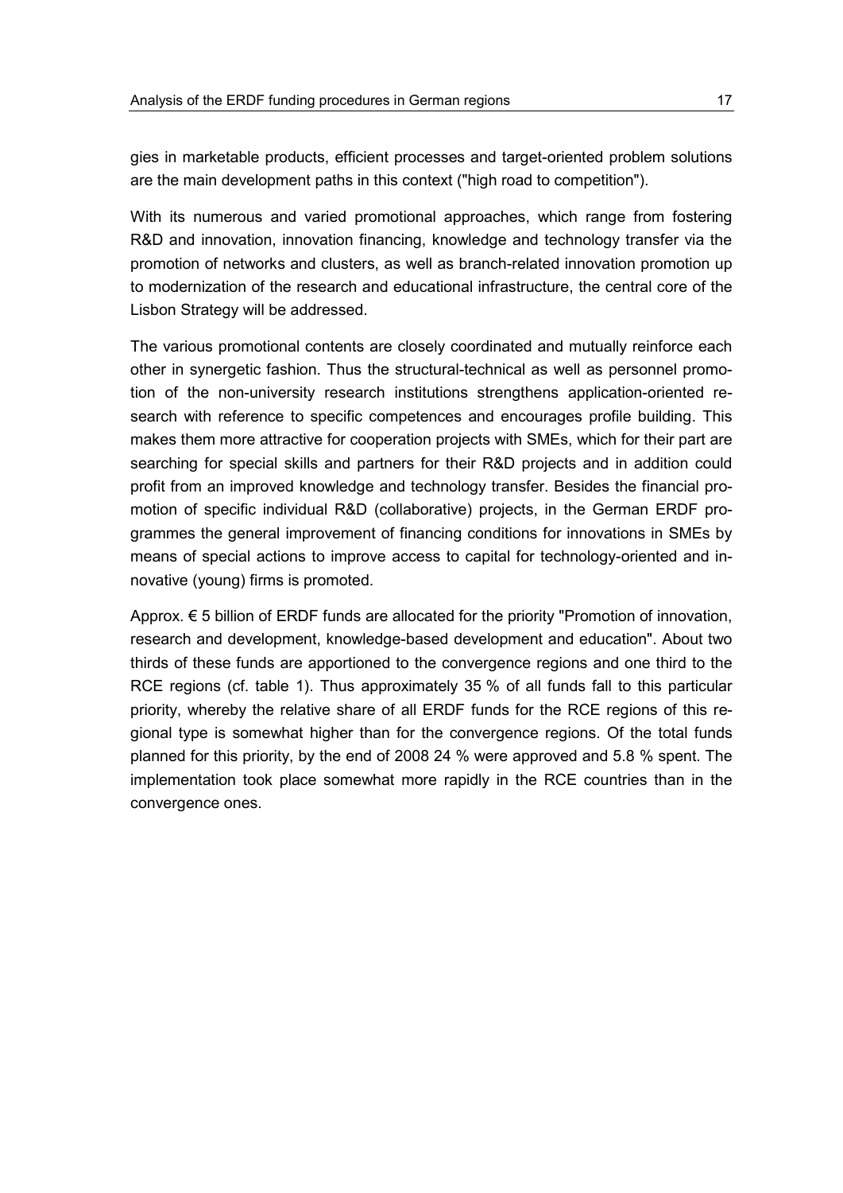gies in marketable products, efficient processes and target-oriented problem solutions are the main development paths in this context ("high road to competition").

With its numerous and varied promotional approaches, which range from fostering R&D and innovation, innovation financing, knowledge and technology transfer via the promotion of networks and clusters, as well as branch-related innovation promotion up to modernization of the research and educational infrastructure, the central core of the Lisbon Strategy will be addressed.

The various promotional contents are closely coordinated and mutually reinforce each other in synergetic fashion. Thus the structural-technical as well as personnel promotion of the non-university research institutions strengthens application-oriented research with reference to specific competences and encourages profile building. This makes them more attractive for cooperation projects with SMEs, which for their part are searching for special skills and partners for their R&D projects and in addition could profit from an improved knowledge and technology transfer. Besides the financial promotion of specific individual R&D (collaborative) projects, in the German ERDF programmes the general improvement of financing conditions for innovations in SMEs by means of special actions to improve access to capital for technology-oriented and innovative (young) firms is promoted.

Approx. € 5 billion of ERDF funds are allocated for the priority "Promotion of innovation, research and development, knowledge-based development and education". About two thirds of these funds are apportioned to the convergence regions and one third to the RCE regions (cf. table 1). Thus approximately 35 % of all funds fall to this particular priority, whereby the relative share of all ERDF funds for the RCE regions of this regional type is somewhat higher than for the convergence regions. Of the total funds planned for this priority, by the end of 2008 24 % were approved and 5.8 % spent. The implementation took place somewhat more rapidly in the RCE countries than in the convergence ones.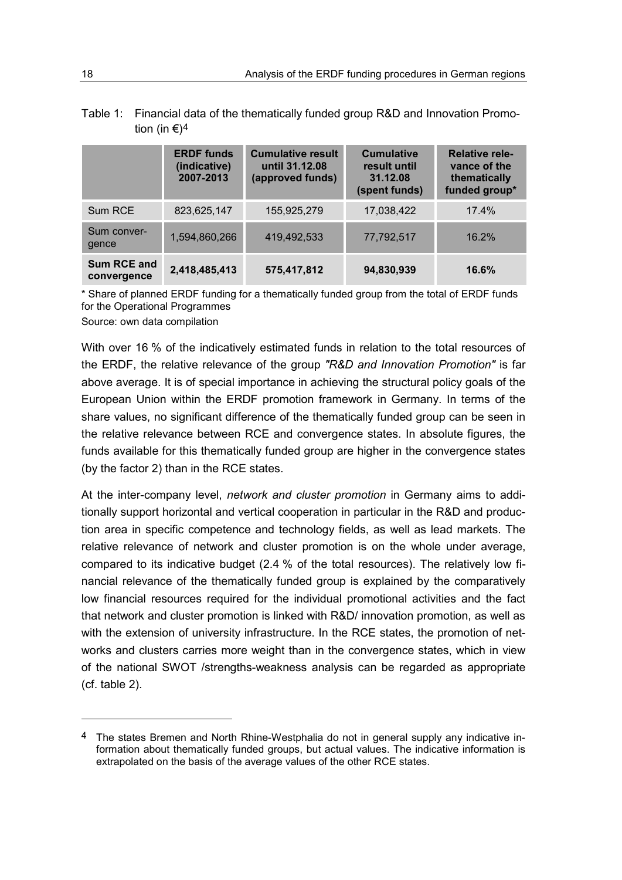Table 1: Financial data of the thematically funded group R&D and Innovation Promotion (in €)[4]

| | ERDF funds (indicative) 2007-2013 | Cumulative result until 31.12.08 (approved funds) | Cumulative result until 31.12.08 (spent funds) | Relative relevance of the thematically funded group* |
|---|---|---|---|---|
| Sum RCE | 823,625,147 | 155,925,279 | 17,038,422 | 17.4% |
| Sum convergence | 1,594,860,266 | 419,492,533 | 77,792,517 | 16.2% |
| **Sum RCE and convergence** | **2,418,485,413** | **575,417,812** | **94,830,939** | **16.6%** |

\* Share of planned ERDF funding for a thematically funded group from the total of ERDF funds for the Operational Programmes

Source: own data compilation

With over 16 % of the indicatively estimated funds in relation to the total resources of the ERDF, the relative relevance of the group *"R&D and Innovation Promotion"* is far above average. It is of special importance in achieving the structural policy goals of the European Union within the ERDF promotion framework in Germany. In terms of the share values, no significant difference of the thematically funded group can be seen in the relative relevance between RCE and convergence states. In absolute figures, the funds available for this thematically funded group are higher in the convergence states (by the factor 2) than in the RCE states.

At the inter-company level, *network and cluster promotion* in Germany aims to additionally support horizontal and vertical cooperation in particular in the R&D and production area in specific competence and technology fields, as well as lead markets. The relative relevance of network and cluster promotion is on the whole under average, compared to its indicative budget (2.4 % of the total resources). The relatively low financial relevance of the thematically funded group is explained by the comparatively low financial resources required for the individual promotional activities and the fact that network and cluster promotion is linked with R&D/ innovation promotion, as well as with the extension of university infrastructure. In the RCE states, the promotion of networks and clusters carries more weight than in the convergence states, which in view of the national SWOT /strengths-weakness analysis can be regarded as appropriate (cf. table 2).

[4] The states Bremen and North Rhine-Westphalia do not in general supply any indicative information about thematically funded groups, but actual values. The indicative information is extrapolated on the basis of the average values of the other RCE states.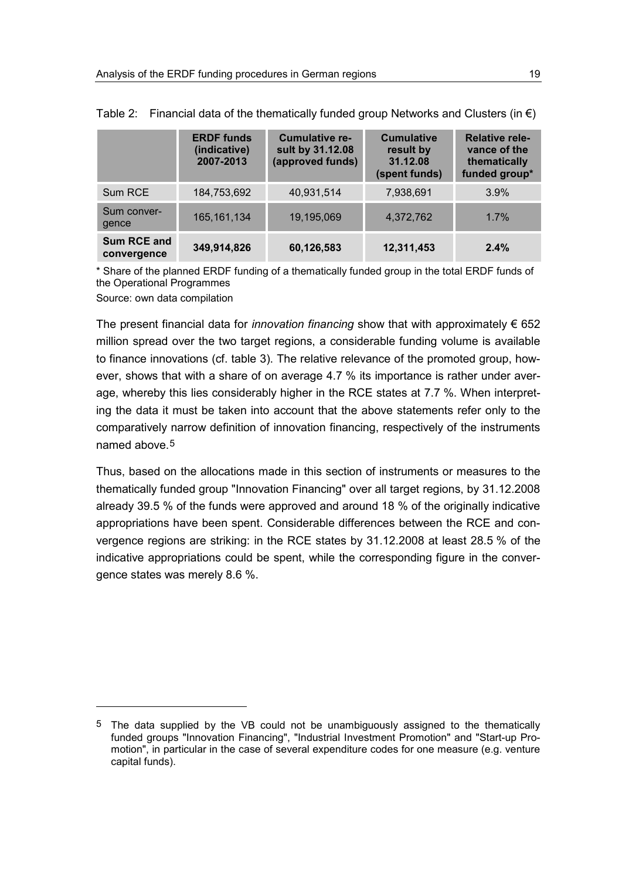Table 2: Financial data of the thematically funded group Networks and Clusters (in €)

| | ERDF funds (indicative) 2007-2013 | Cumulative result by 31.12.08 (approved funds) | Cumulative result by 31.12.08 (spent funds) | Relative relevance of the thematically funded group* |
|---|---|---|---|---|
| Sum RCE | 184,753,692 | 40,931,514 | 7,938,691 | 3.9% |
| Sum convergence | 165,161,134 | 19,195,069 | 4,372,762 | 1.7% |
| **Sum RCE and convergence** | **349,914,826** | **60,126,583** | **12,311,453** | **2.4%** |

\* Share of the planned ERDF funding of a thematically funded group in the total ERDF funds of the Operational Programmes

Source: own data compilation

The present financial data for *innovation financing* show that with approximately € 652 million spread over the two target regions, a considerable funding volume is available to finance innovations (cf. table 3). The relative relevance of the promoted group, however, shows that with a share of on average 4.7 % its importance is rather under average, whereby this lies considerably higher in the RCE states at 7.7 %. When interpreting the data it must be taken into account that the above statements refer only to the comparatively narrow definition of innovation financing, respectively of the instruments named above.[5]

Thus, based on the allocations made in this section of instruments or measures to the thematically funded group "Innovation Financing" over all target regions, by 31.12.2008 already 39.5 % of the funds were approved and around 18 % of the originally indicative appropriations have been spent. Considerable differences between the RCE and convergence regions are striking: in the RCE states by 31.12.2008 at least 28.5 % of the indicative appropriations could be spent, while the corresponding figure in the convergence states was merely 8.6 %.

[5] The data supplied by the VB could not be unambiguously assigned to the thematically funded groups "Innovation Financing", "Industrial Investment Promotion" and "Start-up Promotion", in particular in the case of several expenditure codes for one measure (e.g. venture capital funds).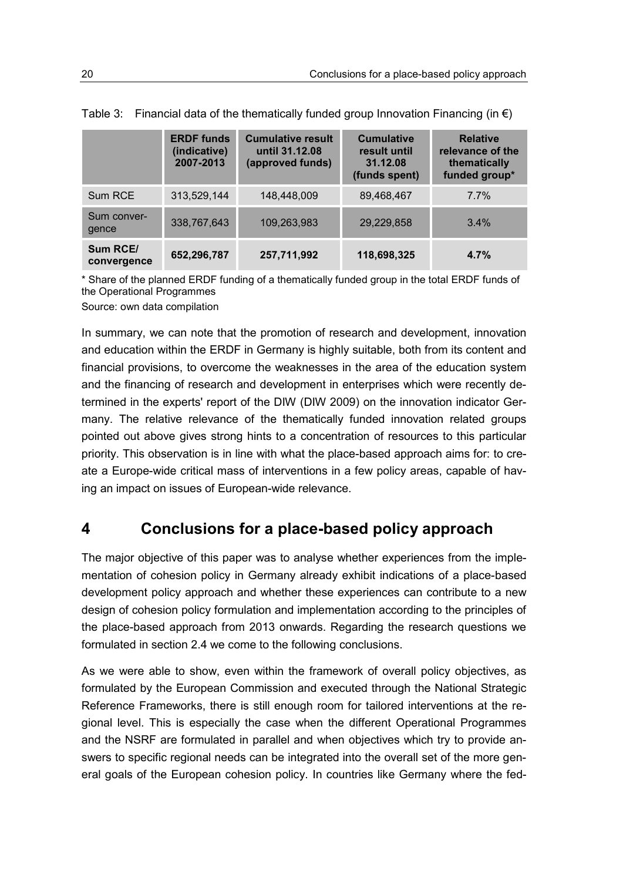Table 3: Financial data of the thematically funded group Innovation Financing (in €)

| | ERDF funds (indicative) 2007-2013 | Cumulative result until 31.12.08 (approved funds) | Cumulative result until 31.12.08 (funds spent) | Relative relevance of the thematically funded group* |
|---|---|---|---|---|
| Sum RCE | 313,529,144 | 148,448,009 | 89,468,467 | 7.7% |
| Sum convergence | 338,767,643 | 109,263,983 | 29,229,858 | 3.4% |
| **Sum RCE/ convergence** | **652,296,787** | **257,711,992** | **118,698,325** | **4.7%** |

* Share of the planned ERDF funding of a thematically funded group in the total ERDF funds of the Operational Programmes

Source: own data compilation

In summary, we can note that the promotion of research and development, innovation and education within the ERDF in Germany is highly suitable, both from its content and financial provisions, to overcome the weaknesses in the area of the education system and the financing of research and development in enterprises which were recently determined in the experts' report of the DIW (DIW 2009) on the innovation indicator Germany. The relative relevance of the thematically funded innovation related groups pointed out above gives strong hints to a concentration of resources to this particular priority. This observation is in line with what the place-based approach aims for: to create a Europe-wide critical mass of interventions in a few policy areas, capable of having an impact on issues of European-wide relevance.

# 4 Conclusions for a place-based policy approach

The major objective of this paper was to analyse whether experiences from the implementation of cohesion policy in Germany already exhibit indications of a place-based development policy approach and whether these experiences can contribute to a new design of cohesion policy formulation and implementation according to the principles of the place-based approach from 2013 onwards. Regarding the research questions we formulated in section 2.4 we come to the following conclusions.

As we were able to show, even within the framework of overall policy objectives, as formulated by the European Commission and executed through the National Strategic Reference Frameworks, there is still enough room for tailored interventions at the regional level. This is especially the case when the different Operational Programmes and the NSRF are formulated in parallel and when objectives which try to provide answers to specific regional needs can be integrated into the overall set of the more general goals of the European cohesion policy. In countries like Germany where the fed-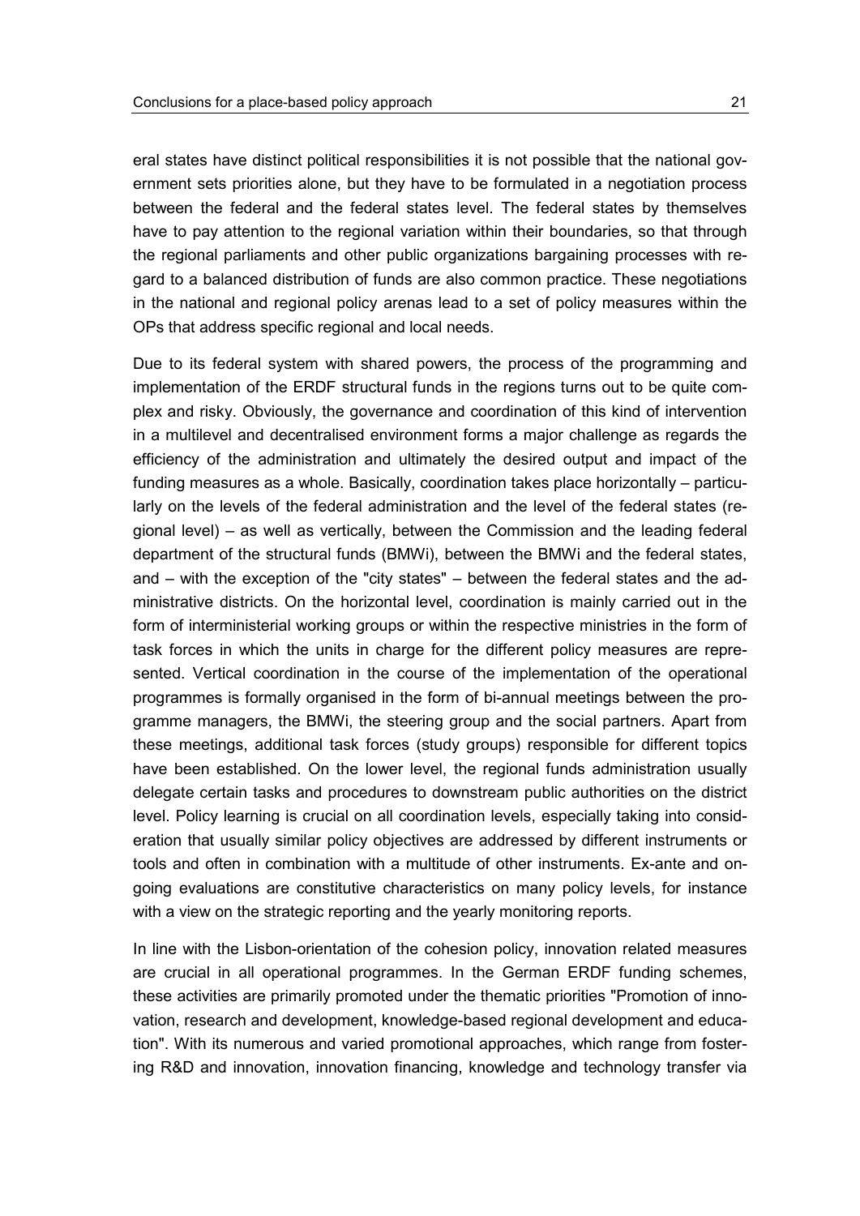eral states have distinct political responsibilities it is not possible that the national government sets priorities alone, but they have to be formulated in a negotiation process between the federal and the federal states level. The federal states by themselves have to pay attention to the regional variation within their boundaries, so that through the regional parliaments and other public organizations bargaining processes with regard to a balanced distribution of funds are also common practice. These negotiations in the national and regional policy arenas lead to a set of policy measures within the OPs that address specific regional and local needs.

Due to its federal system with shared powers, the process of the programming and implementation of the ERDF structural funds in the regions turns out to be quite complex and risky. Obviously, the governance and coordination of this kind of intervention in a multilevel and decentralised environment forms a major challenge as regards the efficiency of the administration and ultimately the desired output and impact of the funding measures as a whole. Basically, coordination takes place horizontally – particularly on the levels of the federal administration and the level of the federal states (regional level) – as well as vertically, between the Commission and the leading federal department of the structural funds (BMWi), between the BMWi and the federal states, and – with the exception of the "city states" – between the federal states and the administrative districts. On the horizontal level, coordination is mainly carried out in the form of interministerial working groups or within the respective ministries in the form of task forces in which the units in charge for the different policy measures are represented. Vertical coordination in the course of the implementation of the operational programmes is formally organised in the form of bi-annual meetings between the programme managers, the BMWi, the steering group and the social partners. Apart from these meetings, additional task forces (study groups) responsible for different topics have been established. On the lower level, the regional funds administration usually delegate certain tasks and procedures to downstream public authorities on the district level. Policy learning is crucial on all coordination levels, especially taking into consideration that usually similar policy objectives are addressed by different instruments or tools and often in combination with a multitude of other instruments. Ex-ante and ongoing evaluations are constitutive characteristics on many policy levels, for instance with a view on the strategic reporting and the yearly monitoring reports.

In line with the Lisbon-orientation of the cohesion policy, innovation related measures are crucial in all operational programmes. In the German ERDF funding schemes, these activities are primarily promoted under the thematic priorities "Promotion of innovation, research and development, knowledge-based regional development and education". With its numerous and varied promotional approaches, which range from fostering R&D and innovation, innovation financing, knowledge and technology transfer via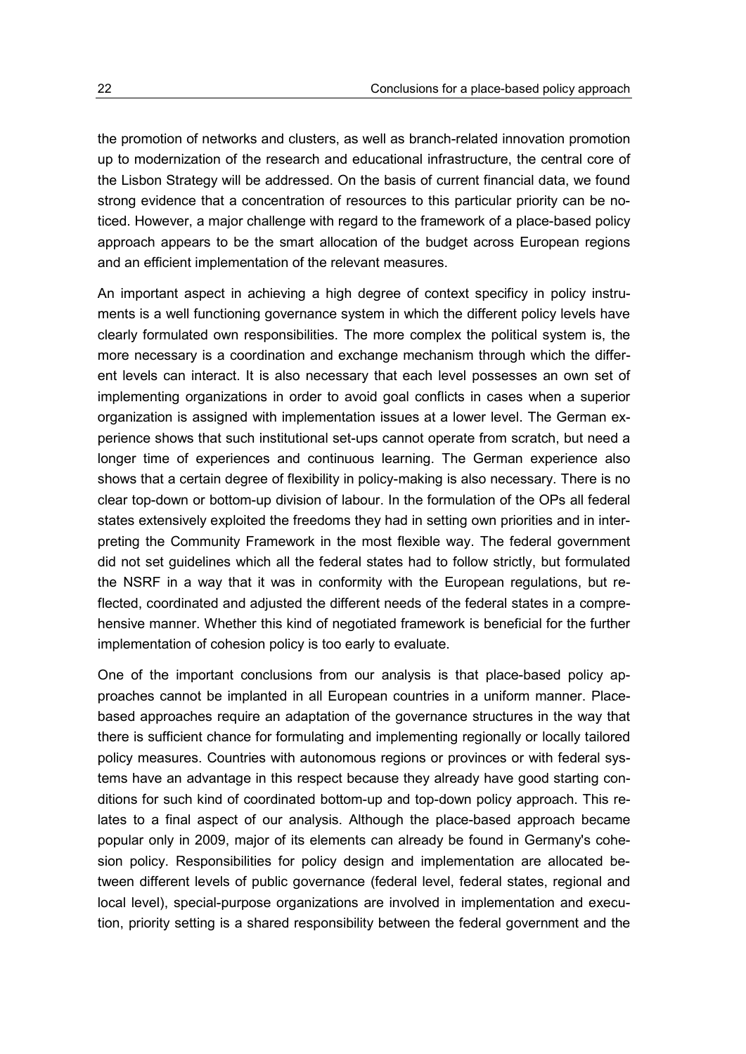the promotion of networks and clusters, as well as branch-related innovation promotion up to modernization of the research and educational infrastructure, the central core of the Lisbon Strategy will be addressed. On the basis of current financial data, we found strong evidence that a concentration of resources to this particular priority can be noticed. However, a major challenge with regard to the framework of a place-based policy approach appears to be the smart allocation of the budget across European regions and an efficient implementation of the relevant measures.

An important aspect in achieving a high degree of context specificy in policy instruments is a well functioning governance system in which the different policy levels have clearly formulated own responsibilities. The more complex the political system is, the more necessary is a coordination and exchange mechanism through which the different levels can interact. It is also necessary that each level possesses an own set of implementing organizations in order to avoid goal conflicts in cases when a superior organization is assigned with implementation issues at a lower level. The German experience shows that such institutional set-ups cannot operate from scratch, but need a longer time of experiences and continuous learning. The German experience also shows that a certain degree of flexibility in policy-making is also necessary. There is no clear top-down or bottom-up division of labour. In the formulation of the OPs all federal states extensively exploited the freedoms they had in setting own priorities and in interpreting the Community Framework in the most flexible way. The federal government did not set guidelines which all the federal states had to follow strictly, but formulated the NSRF in a way that it was in conformity with the European regulations, but reflected, coordinated and adjusted the different needs of the federal states in a comprehensive manner. Whether this kind of negotiated framework is beneficial for the further implementation of cohesion policy is too early to evaluate.

One of the important conclusions from our analysis is that place-based policy approaches cannot be implanted in all European countries in a uniform manner. Place-based approaches require an adaptation of the governance structures in the way that there is sufficient chance for formulating and implementing regionally or locally tailored policy measures. Countries with autonomous regions or provinces or with federal systems have an advantage in this respect because they already have good starting conditions for such kind of coordinated bottom-up and top-down policy approach. This relates to a final aspect of our analysis. Although the place-based approach became popular only in 2009, major of its elements can already be found in Germany's cohesion policy. Responsibilities for policy design and implementation are allocated between different levels of public governance (federal level, federal states, regional and local level), special-purpose organizations are involved in implementation and execution, priority setting is a shared responsibility between the federal government and the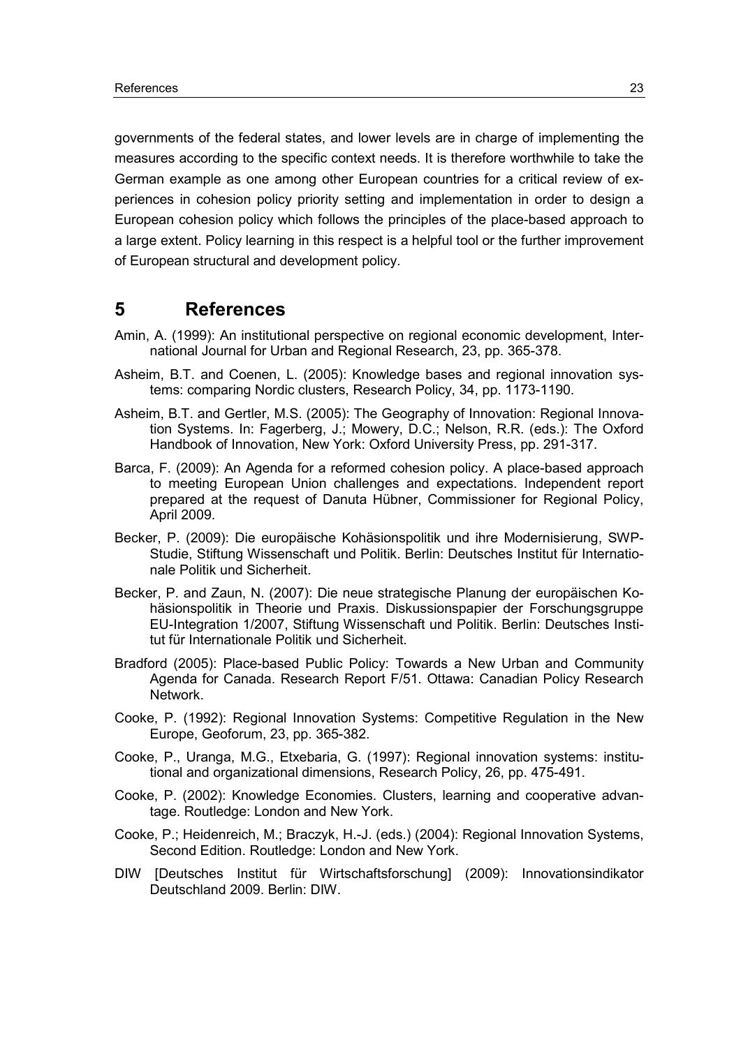governments of the federal states, and lower levels are in charge of implementing the measures according to the specific context needs. It is therefore worthwhile to take the German example as one among other European countries for a critical review of experiences in cohesion policy priority setting and implementation in order to design a European cohesion policy which follows the principles of the place-based approach to a large extent. Policy learning in this respect is a helpful tool or the further improvement of European structural and development policy.

## 5 References

Amin, A. (1999): An institutional perspective on regional economic development, International Journal for Urban and Regional Research, 23, pp. 365-378.

Asheim, B.T. and Coenen, L. (2005): Knowledge bases and regional innovation systems: comparing Nordic clusters, Research Policy, 34, pp. 1173-1190.

Asheim, B.T. and Gertler, M.S. (2005): The Geography of Innovation: Regional Innovation Systems. In: Fagerberg, J.; Mowery, D.C.; Nelson, R.R. (eds.): The Oxford Handbook of Innovation, New York: Oxford University Press, pp. 291-317.

Barca, F. (2009): An Agenda for a reformed cohesion policy. A place-based approach to meeting European Union challenges and expectations. Independent report prepared at the request of Danuta Hübner, Commissioner for Regional Policy, April 2009.

Becker, P. (2009): Die europäische Kohäsionspolitik und ihre Modernisierung, SWP-Studie, Stiftung Wissenschaft und Politik. Berlin: Deutsches Institut für Internationale Politik und Sicherheit.

Becker, P. and Zaun, N. (2007): Die neue strategische Planung der europäischen Kohäsionspolitik in Theorie und Praxis. Diskussionspapier der Forschungsgruppe EU-Integration 1/2007, Stiftung Wissenschaft und Politik. Berlin: Deutsches Institut für Internationale Politik und Sicherheit.

Bradford (2005): Place-based Public Policy: Towards a New Urban and Community Agenda for Canada. Research Report F/51. Ottawa: Canadian Policy Research Network.

Cooke, P. (1992): Regional Innovation Systems: Competitive Regulation in the New Europe, Geoforum, 23, pp. 365-382.

Cooke, P., Uranga, M.G., Etxebaria, G. (1997): Regional innovation systems: institutional and organizational dimensions, Research Policy, 26, pp. 475-491.

Cooke, P. (2002): Knowledge Economies. Clusters, learning and cooperative advantage. Routledge: London and New York.

Cooke, P.; Heidenreich, M.; Braczyk, H.-J. (eds.) (2004): Regional Innovation Systems, Second Edition. Routledge: London and New York.

DIW [Deutsches Institut für Wirtschaftsforschung] (2009): Innovationsindikator Deutschland 2009. Berlin: DIW.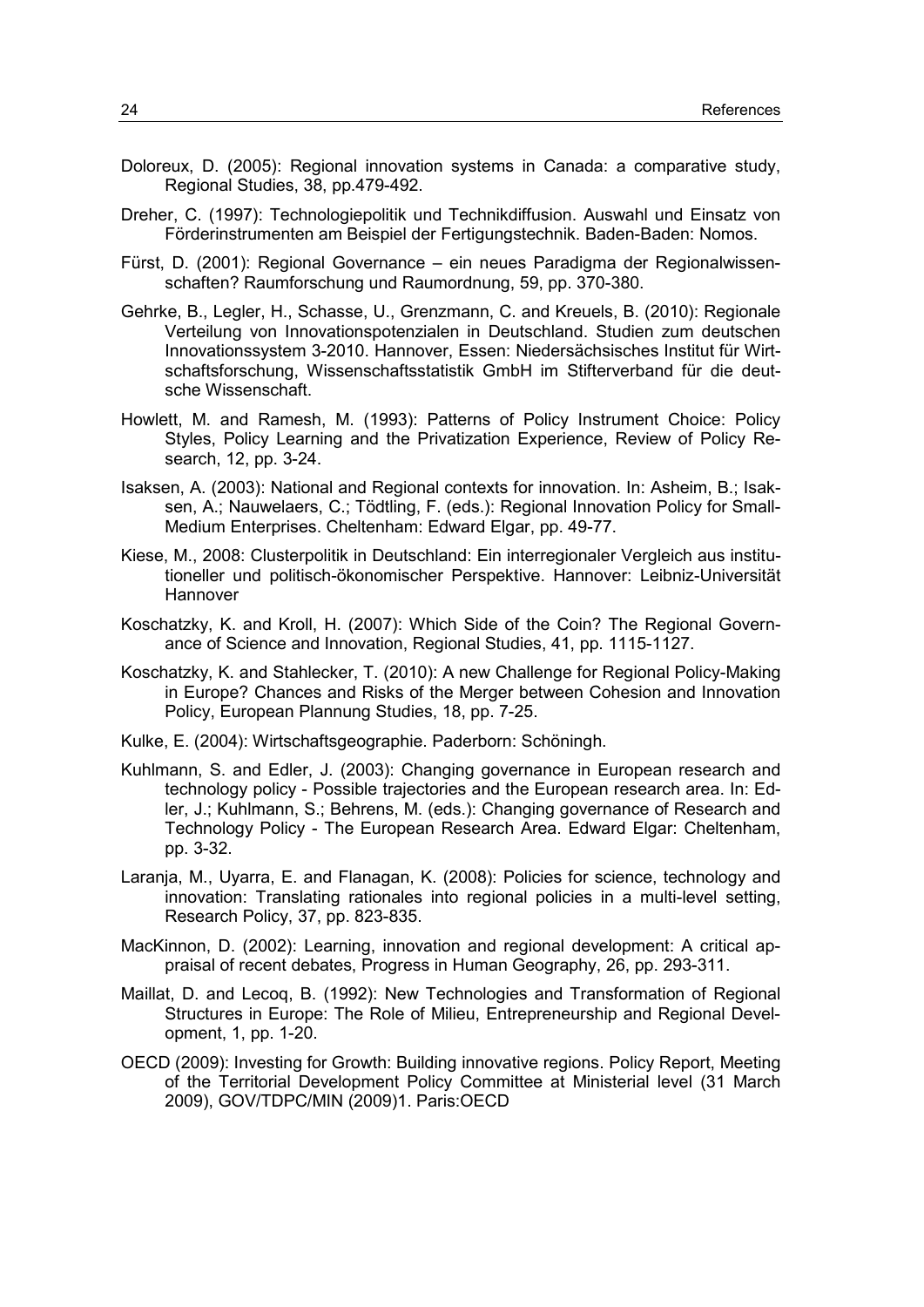Doloreux, D. (2005): Regional innovation systems in Canada: a comparative study, Regional Studies, 38, pp.479-492.

Dreher, C. (1997): Technologiepolitik und Technikdiffusion. Auswahl und Einsatz von Förderinstrumenten am Beispiel der Fertigungstechnik. Baden-Baden: Nomos.

Fürst, D. (2001): Regional Governance – ein neues Paradigma der Regionalwissenschaften? Raumforschung und Raumordnung, 59, pp. 370-380.

Gehrke, B., Legler, H., Schasse, U., Grenzmann, C. and Kreuels, B. (2010): Regionale Verteilung von Innovationspotenzialen in Deutschland. Studien zum deutschen Innovationssystem 3-2010. Hannover, Essen: Niedersächsisches Institut für Wirtschaftsforschung, Wissenschaftsstatistik GmbH im Stifterverband für die deutsche Wissenschaft.

Howlett, M. and Ramesh, M. (1993): Patterns of Policy Instrument Choice: Policy Styles, Policy Learning and the Privatization Experience, Review of Policy Research, 12, pp. 3-24.

Isaksen, A. (2003): National and Regional contexts for innovation. In: Asheim, B.; Isaksen, A.; Nauwelaers, C.; Tödtling, F. (eds.): Regional Innovation Policy for Small-Medium Enterprises. Cheltenham: Edward Elgar, pp. 49-77.

Kiese, M., 2008: Clusterpolitik in Deutschland: Ein interregionaler Vergleich aus institutioneller und politisch-ökonomischer Perspektive. Hannover: Leibniz-Universität Hannover

Koschatzky, K. and Kroll, H. (2007): Which Side of the Coin? The Regional Governance of Science and Innovation, Regional Studies, 41, pp. 1115-1127.

Koschatzky, K. and Stahlecker, T. (2010): A new Challenge for Regional Policy-Making in Europe? Chances and Risks of the Merger between Cohesion and Innovation Policy, European Plannung Studies, 18, pp. 7-25.

Kulke, E. (2004): Wirtschaftsgeographie. Paderborn: Schöningh.

Kuhlmann, S. and Edler, J. (2003): Changing governance in European research and technology policy - Possible trajectories and the European research area. In: Edler, J.; Kuhlmann, S.; Behrens, M. (eds.): Changing governance of Research and Technology Policy - The European Research Area. Edward Elgar: Cheltenham, pp. 3-32.

Laranja, M., Uyarra, E. and Flanagan, K. (2008): Policies for science, technology and innovation: Translating rationales into regional policies in a multi-level setting, Research Policy, 37, pp. 823-835.

MacKinnon, D. (2002): Learning, innovation and regional development: A critical appraisal of recent debates, Progress in Human Geography, 26, pp. 293-311.

Maillat, D. and Lecoq, B. (1992): New Technologies and Transformation of Regional Structures in Europe: The Role of Milieu, Entrepreneurship and Regional Development, 1, pp. 1-20.

OECD (2009): Investing for Growth: Building innovative regions. Policy Report, Meeting of the Territorial Development Policy Committee at Ministerial level (31 March 2009), GOV/TDPC/MIN (2009)1. Paris:OECD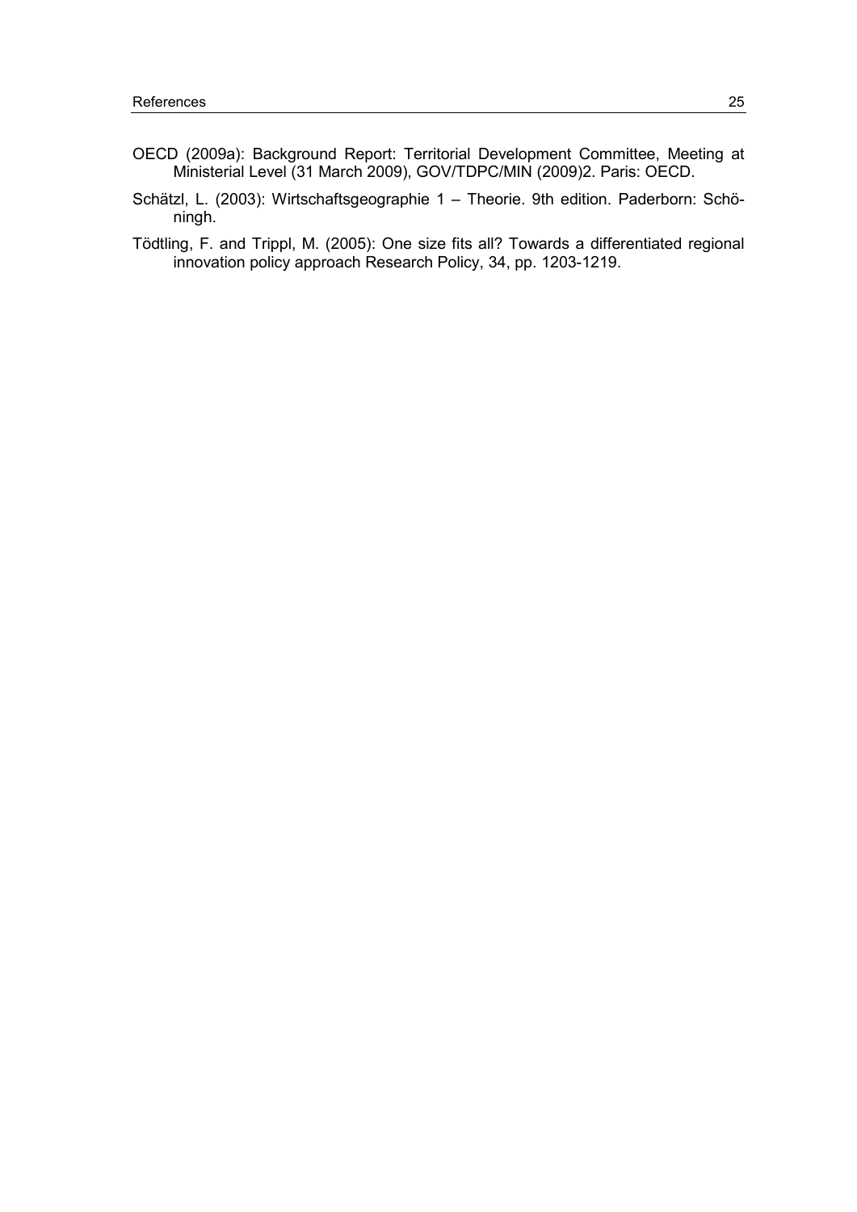OECD (2009a): Background Report: Territorial Development Committee, Meeting at Ministerial Level (31 March 2009), GOV/TDPC/MIN (2009)2. Paris: OECD.

Schätzl, L. (2003): Wirtschaftsgeographie 1 – Theorie. 9th edition. Paderborn: Schöningh.

Tödtling, F. and Trippl, M. (2005): One size fits all? Towards a differentiated regional innovation policy approach Research Policy, 34, pp. 1203-1219.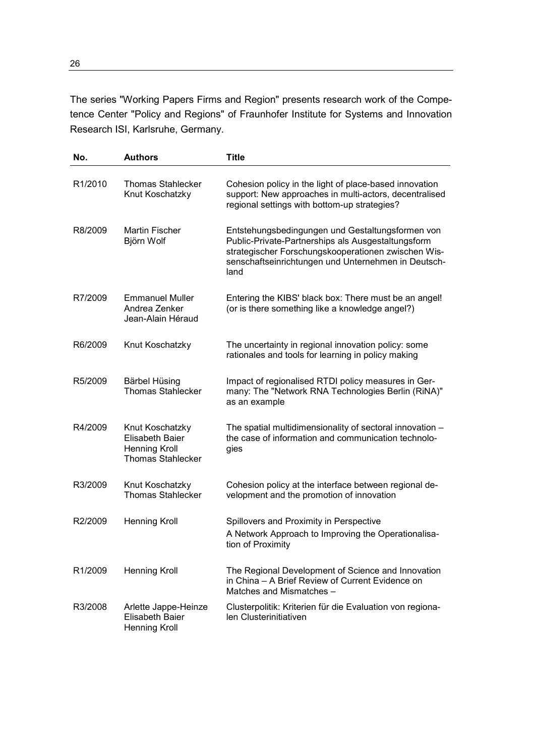The series "Working Papers Firms and Region" presents research work of the Competence Center "Policy and Regions" of Fraunhofer Institute for Systems and Innovation Research ISI, Karlsruhe, Germany.

| No. | Authors | Title |
|---|---|---|
| R1/2010 | Thomas Stahlecker<br>Knut Koschatzky | Cohesion policy in the light of place-based innovation support: New approaches in multi-actors, decentralised regional settings with bottom-up strategies? |
| R8/2009 | Martin Fischer<br>Björn Wolf | Entstehungsbedingungen und Gestaltungsformen von Public-Private-Partnerships als Ausgestaltungsform strategischer Forschungskooperationen zwischen Wissenschaftseinrichtungen und Unternehmen in Deutschland |
| R7/2009 | Emmanuel Muller<br>Andrea Zenker<br>Jean-Alain Héraud | Entering the KIBS' black box: There must be an angel! (or is there something like a knowledge angel?) |
| R6/2009 | Knut Koschatzky | The uncertainty in regional innovation policy: some rationales and tools for learning in policy making |
| R5/2009 | Bärbel Hüsing<br>Thomas Stahlecker | Impact of regionalised RTDI policy measures in Germany: The "Network RNA Technologies Berlin (RiNA)" as an example |
| R4/2009 | Knut Koschatzky<br>Elisabeth Baier<br>Henning Kroll<br>Thomas Stahlecker | The spatial multidimensionality of sectoral innovation – the case of information and communication technologies |
| R3/2009 | Knut Koschatzky<br>Thomas Stahlecker | Cohesion policy at the interface between regional development and the promotion of innovation |
| R2/2009 | Henning Kroll | Spillovers and Proximity in Perspective<br>A Network Approach to Improving the Operationalisation of Proximity |
| R1/2009 | Henning Kroll | The Regional Development of Science and Innovation in China – A Brief Review of Current Evidence on Matches and Mismatches – |
| R3/2008 | Arlette Jappe-Heinze<br>Elisabeth Baier<br>Henning Kroll | Clusterpolitik: Kriterien für die Evaluation von regionalen Clusterinitiativen |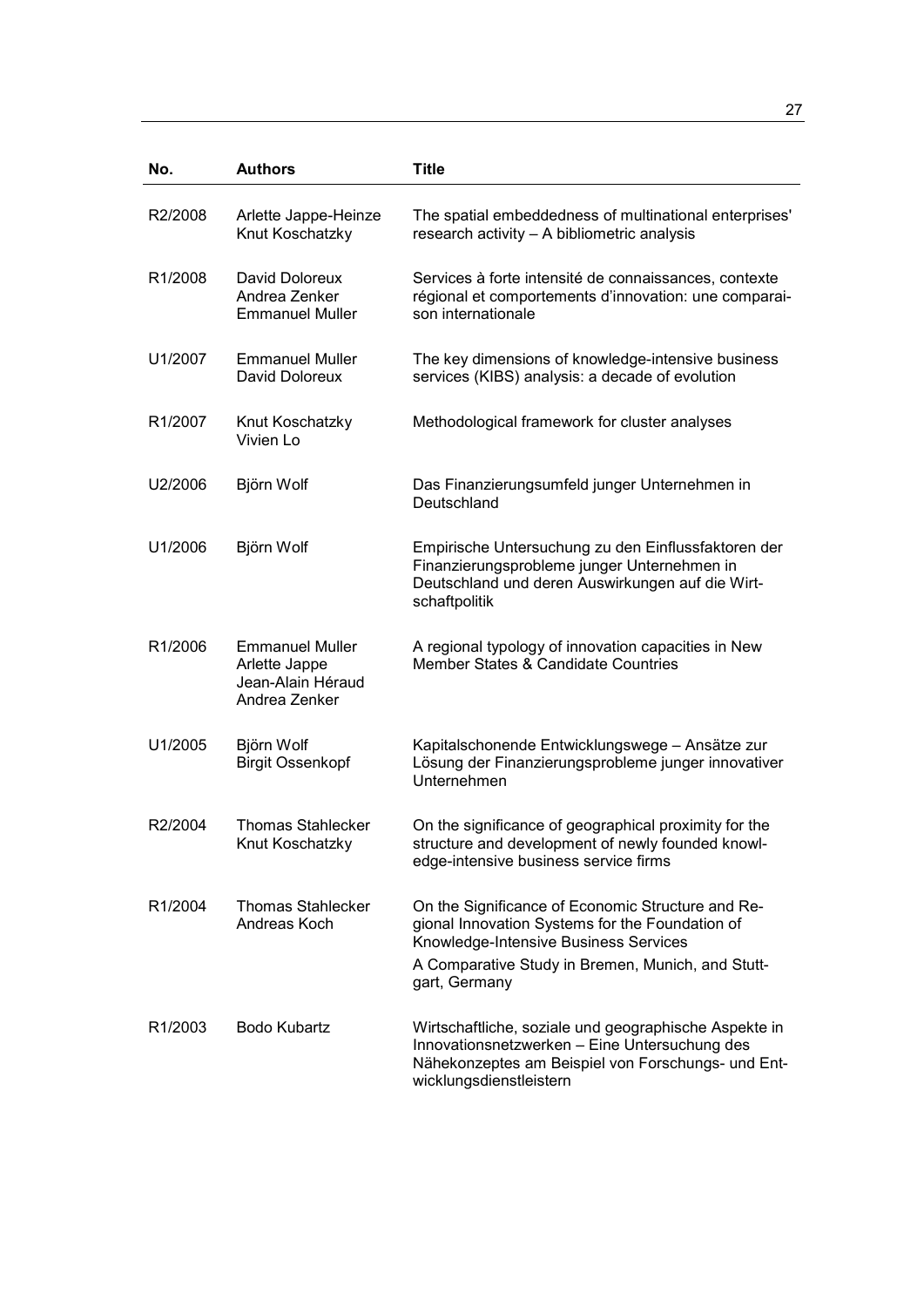| No. | Authors | Title |
|---|---|---|
| R2/2008 | Arlette Jappe-Heinze<br>Knut Koschatzky | The spatial embeddedness of multinational enterprises' research activity – A bibliometric analysis |
| R1/2008 | David Doloreux<br>Andrea Zenker<br>Emmanuel Muller | Services à forte intensité de connaissances, contexte régional et comportements d'innovation: une comparaison internationale |
| U1/2007 | Emmanuel Muller<br>David Doloreux | The key dimensions of knowledge-intensive business services (KIBS) analysis: a decade of evolution |
| R1/2007 | Knut Koschatzky<br>Vivien Lo | Methodological framework for cluster analyses |
| U2/2006 | Björn Wolf | Das Finanzierungsumfeld junger Unternehmen in Deutschland |
| U1/2006 | Björn Wolf | Empirische Untersuchung zu den Einflussfaktoren der Finanzierungsprobleme junger Unternehmen in Deutschland und deren Auswirkungen auf die Wirtschaftpolitik |
| R1/2006 | Emmanuel Muller<br>Arlette Jappe<br>Jean-Alain Héraud<br>Andrea Zenker | A regional typology of innovation capacities in New Member States & Candidate Countries |
| U1/2005 | Björn Wolf<br>Birgit Ossenkopf | Kapitalschonende Entwicklungswege – Ansätze zur Lösung der Finanzierungsprobleme junger innovativer Unternehmen |
| R2/2004 | Thomas Stahlecker<br>Knut Koschatzky | On the significance of geographical proximity for the structure and development of newly founded knowledge-intensive business service firms |
| R1/2004 | Thomas Stahlecker<br>Andreas Koch | On the Significance of Economic Structure and Regional Innovation Systems for the Foundation of Knowledge-Intensive Business Services<br>A Comparative Study in Bremen, Munich, and Stuttgart, Germany |
| R1/2003 | Bodo Kubartz | Wirtschaftliche, soziale und geographische Aspekte in Innovationsnetzwerken – Eine Untersuchung des Nähekonzeptes am Beispiel von Forschungs- und Entwicklungsdienstleistern |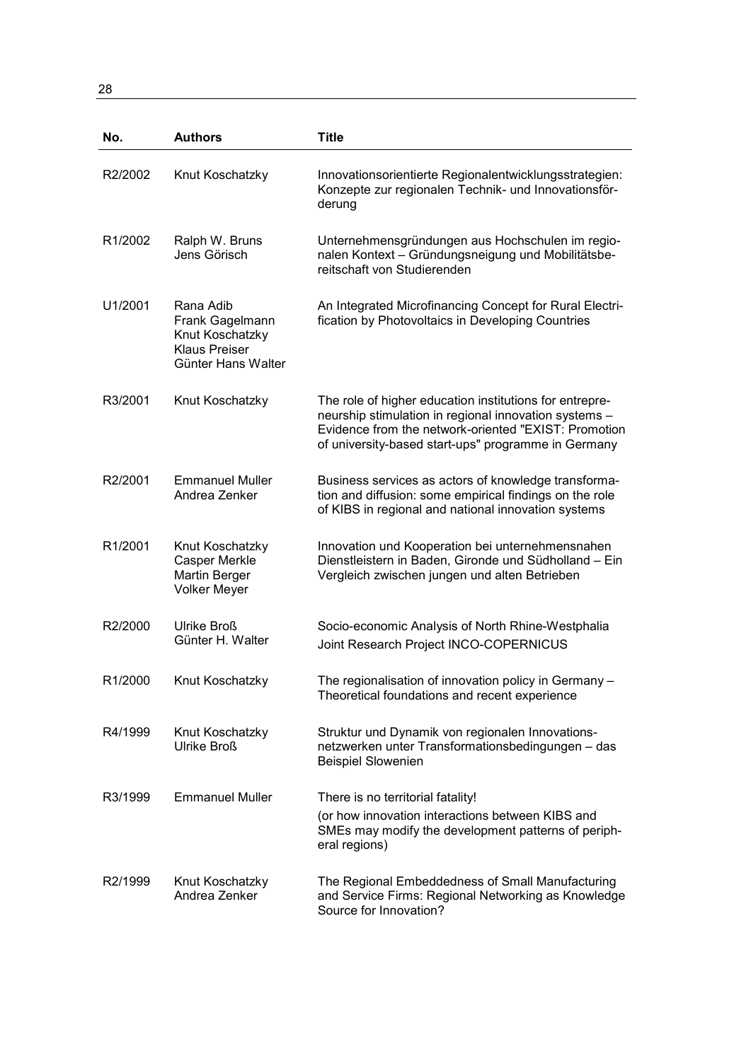| No. | Authors | Title |
|---|---|---|
| R2/2002 | Knut Koschatzky | Innovationsorientierte Regionalentwicklungsstrategien: Konzepte zur regionalen Technik- und Innovationsförderung |
| R1/2002 | Ralph W. Bruns<br>Jens Görisch | Unternehmensgründungen aus Hochschulen im regionalen Kontext – Gründungsneigung und Mobilitätsbereitschaft von Studierenden |
| U1/2001 | Rana Adib<br>Frank Gagelmann<br>Knut Koschatzky<br>Klaus Preiser<br>Günter Hans Walter | An Integrated Microfinancing Concept for Rural Electrification by Photovoltaics in Developing Countries |
| R3/2001 | Knut Koschatzky | The role of higher education institutions for entrepreneurship stimulation in regional innovation systems – Evidence from the network-oriented "EXIST: Promotion of university-based start-ups" programme in Germany |
| R2/2001 | Emmanuel Muller<br>Andrea Zenker | Business services as actors of knowledge transformation and diffusion: some empirical findings on the role of KIBS in regional and national innovation systems |
| R1/2001 | Knut Koschatzky<br>Casper Merkle<br>Martin Berger<br>Volker Meyer | Innovation und Kooperation bei unternehmensnahen Dienstleistern in Baden, Gironde und Südholland – Ein Vergleich zwischen jungen und alten Betrieben |
| R2/2000 | Ulrike Broß<br>Günter H. Walter | Socio-economic Analysis of North Rhine-Westphalia<br>Joint Research Project INCO-COPERNICUS |
| R1/2000 | Knut Koschatzky | The regionalisation of innovation policy in Germany – Theoretical foundations and recent experience |
| R4/1999 | Knut Koschatzky<br>Ulrike Broß | Struktur und Dynamik von regionalen Innovationsnetzwerken unter Transformationsbedingungen – das Beispiel Slowenien |
| R3/1999 | Emmanuel Muller | There is no territorial fatality!<br>(or how innovation interactions between KIBS and SMEs may modify the development patterns of peripheral regions) |
| R2/1999 | Knut Koschatzky<br>Andrea Zenker | The Regional Embeddedness of Small Manufacturing and Service Firms: Regional Networking as Knowledge Source for Innovation? |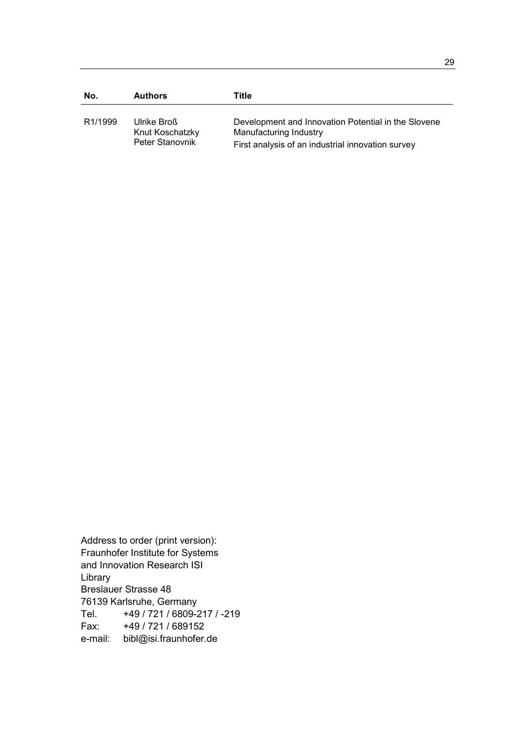| No. | Authors | Title |
| --- | --- | --- |
| R1/1999 | Ulrike Broß<br>Knut Koschatzky<br>Peter Stanovnik | Development and Innovation Potential in the Slovene Manufacturing Industry<br>First analysis of an industrial innovation survey |

Address to order (print version):
Fraunhofer Institute for Systems
and Innovation Research ISI
Library
Breslauer Strasse 48
76139 Karlsruhe, Germany
Tel. +49 / 721 / 6809-217 / -219
Fax: +49 / 721 / 689152
e-mail: bibl@isi.fraunhofer.de